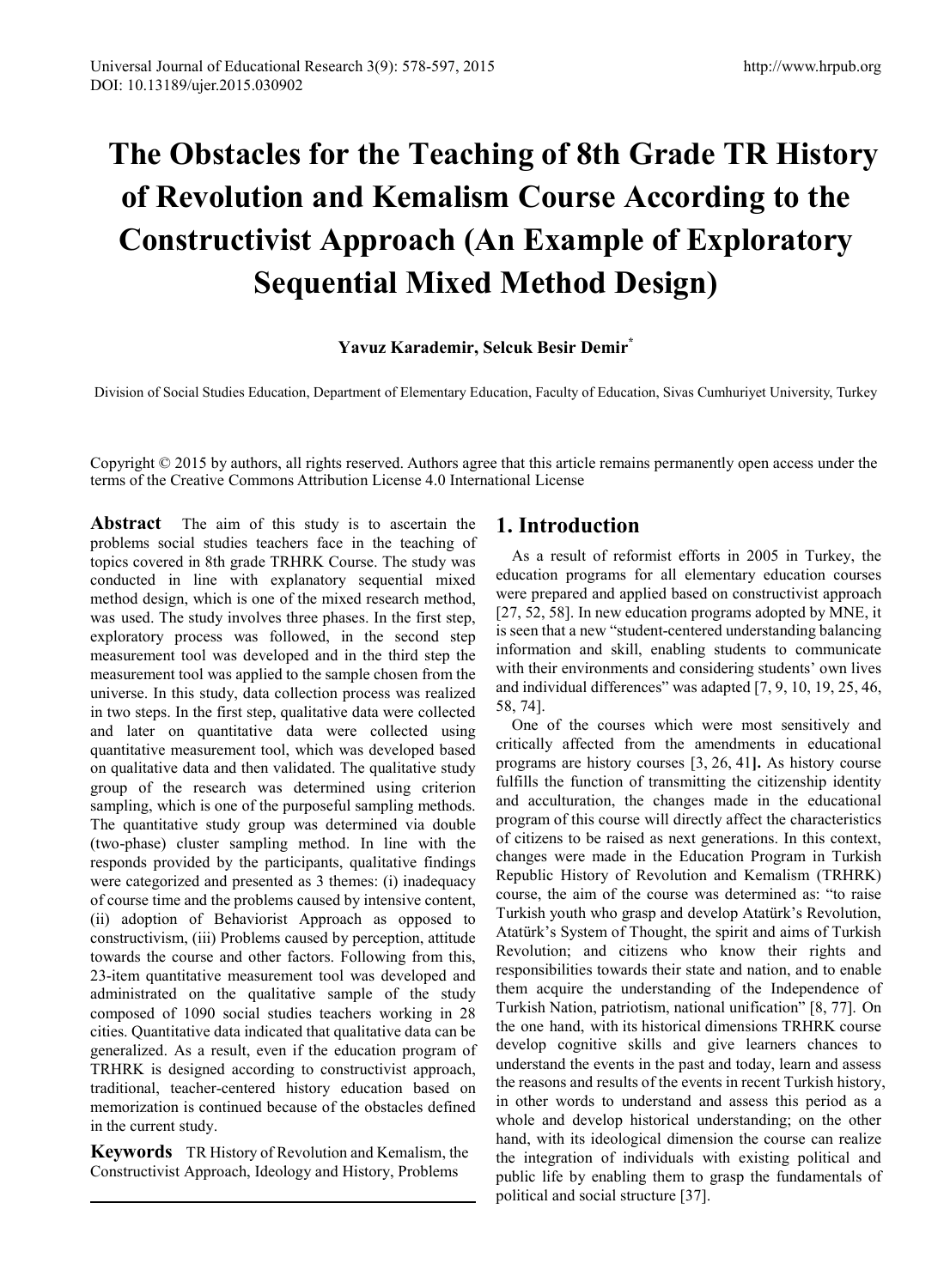# The Obstacles for the Teaching of 8th Grade TR History of Revolution and Kemalism Course According to the Constructivist Approach (An Example of Exploratory Sequential Mixed Method Design)

**Yavuz Karademir, Selcuk Besir Demir[*]**

Division of Social Studies Education, Department of Elementary Education, Faculty of Education, Sivas Cumhuriyet University, Turkey

Copyright © 2015 by authors, all rights reserved. Authors agree that this article remains permanently open access under the terms of the Creative Commons Attribution License 4.0 International License

**Abstract** The aim of this study is to ascertain the problems social studies teachers face in the teaching of topics covered in 8th grade TRHRK Course. The study was conducted in line with explanatory sequential mixed method design, which is one of the mixed research method, was used. The study involves three phases. In the first step, exploratory process was followed, in the second step measurement tool was developed and in the third step the measurement tool was applied to the sample chosen from the universe. In this study, data collection process was realized in two steps. In the first step, qualitative data were collected and later on quantitative data were collected using quantitative measurement tool, which was developed based on qualitative data and then validated. The qualitative study group of the research was determined using criterion sampling, which is one of the purposeful sampling methods. The quantitative study group was determined via double (two-phase) cluster sampling method. In line with the responds provided by the participants, qualitative findings were categorized and presented as 3 themes: (i) inadequacy of course time and the problems caused by intensive content, (ii) adoption of Behaviorist Approach as opposed to constructivism, (iii) Problems caused by perception, attitude towards the course and other factors. Following from this, 23-item quantitative measurement tool was developed and administrated on the qualitative sample of the study composed of 1090 social studies teachers working in 28 cities. Quantitative data indicated that qualitative data can be generalized. As a result, even if the education program of TRHRK is designed according to constructivist approach, traditional, teacher-centered history education based on memorization is continued because of the obstacles defined in the current study.

**Keywords** TR History of Revolution and Kemalism, the Constructivist Approach, Ideology and History, Problems

## 1. Introduction

As a result of reformist efforts in 2005 in Turkey, the education programs for all elementary education courses were prepared and applied based on constructivist approach [27, 52, 58]. In new education programs adopted by MNE, it is seen that a new "student-centered understanding balancing information and skill, enabling students to communicate with their environments and considering students' own lives and individual differences" was adapted [7, 9, 10, 19, 25, 46, 58, 74].

One of the courses which were most sensitively and critically affected from the amendments in educational programs are history courses [3, 26, 41]. As history course fulfills the function of transmitting the citizenship identity and acculturation, the changes made in the educational program of this course will directly affect the characteristics of citizens to be raised as next generations. In this context, changes were made in the Education Program in Turkish Republic History of Revolution and Kemalism (TRHRK) course, the aim of the course was determined as: "to raise Turkish youth who grasp and develop Atatürk's Revolution, Atatürk's System of Thought, the spirit and aims of Turkish Revolution; and citizens who know their rights and responsibilities towards their state and nation, and to enable them acquire the understanding of the Independence of Turkish Nation, patriotism, national unification" [8, 77]. On the one hand, with its historical dimensions TRHRK course develop cognitive skills and give learners chances to understand the events in the past and today, learn and assess the reasons and results of the events in recent Turkish history, in other words to understand and assess this period as a whole and develop historical understanding; on the other hand, with its ideological dimension the course can realize the integration of individuals with existing political and public life by enabling them to grasp the fundamentals of political and social structure [37].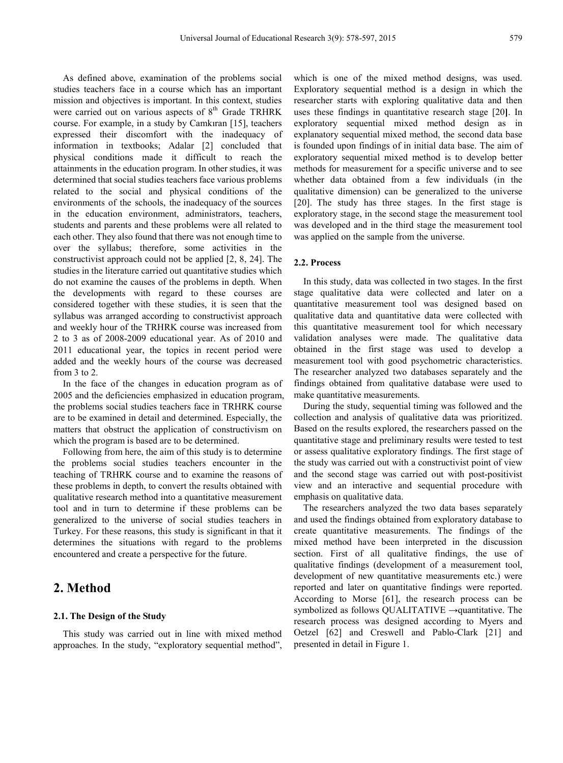As defined above, examination of the problems social studies teachers face in a course which has an important mission and objectives is important. In this context, studies were carried out on various aspects of 8th Grade TRHRK course. For example, in a study by Camkıran [15], teachers expressed their discomfort with the inadequacy of information in textbooks; Adalar [2] concluded that physical conditions made it difficult to reach the attainments in the education program. In other studies, it was determined that social studies teachers face various problems related to the social and physical conditions of the environments of the schools, the inadequacy of the sources in the education environment, administrators, teachers, students and parents and these problems were all related to each other. They also found that there was not enough time to over the syllabus; therefore, some activities in the constructivist approach could not be applied [2, 8, 24]. The studies in the literature carried out quantitative studies which do not examine the causes of the problems in depth. When the developments with regard to these courses are considered together with these studies, it is seen that the syllabus was arranged according to constructivist approach and weekly hour of the TRHRK course was increased from 2 to 3 as of 2008-2009 educational year. As of 2010 and 2011 educational year, the topics in recent period were added and the weekly hours of the course was decreased from 3 to 2.

In the face of the changes in education program as of 2005 and the deficiencies emphasized in education program, the problems social studies teachers face in TRHRK course are to be examined in detail and determined. Especially, the matters that obstruct the application of constructivism on which the program is based are to be determined.

Following from here, the aim of this study is to determine the problems social studies teachers encounter in the teaching of TRHRK course and to examine the reasons of these problems in depth, to convert the results obtained with qualitative research method into a quantitative measurement tool and in turn to determine if these problems can be generalized to the universe of social studies teachers in Turkey. For these reasons, this study is significant in that it determines the situations with regard to the problems encountered and create a perspective for the future.

## 2. Method

### 2.1. The Design of the Study

This study was carried out in line with mixed method approaches. In the study, "exploratory sequential method", which is one of the mixed method designs, was used. Exploratory sequential method is a design in which the researcher starts with exploring qualitative data and then uses these findings in quantitative research stage [20]. In exploratory sequential mixed method design as in explanatory sequential mixed method, the second data base is founded upon findings of in initial data base. The aim of exploratory sequential mixed method is to develop better methods for measurement for a specific universe and to see whether data obtained from a few individuals (in the qualitative dimension) can be generalized to the universe [20]. The study has three stages. In the first stage is exploratory stage, in the second stage the measurement tool was developed and in the third stage the measurement tool was applied on the sample from the universe.

### 2.2. Process

In this study, data was collected in two stages. In the first stage qualitative data were collected and later on a quantitative measurement tool was designed based on qualitative data and quantitative data were collected with this quantitative measurement tool for which necessary validation analyses were made. The qualitative data obtained in the first stage was used to develop a measurement tool with good psychometric characteristics. The researcher analyzed two databases separately and the findings obtained from qualitative database were used to make quantitative measurements.

During the study, sequential timing was followed and the collection and analysis of qualitative data was prioritized. Based on the results explored, the researchers passed on the quantitative stage and preliminary results were tested to test or assess qualitative exploratory findings. The first stage of the study was carried out with a constructivist point of view and the second stage was carried out with post-positivist view and an interactive and sequential procedure with emphasis on qualitative data.

The researchers analyzed the two data bases separately and used the findings obtained from exploratory database to create quantitative measurements. The findings of the mixed method have been interpreted in the discussion section. First of all qualitative findings, the use of qualitative findings (development of a measurement tool, development of new quantitative measurements etc.) were reported and later on quantitative findings were reported. According to Morse [61], the research process can be symbolized as follows QUALITATIVE →quantitative. The research process was designed according to Myers and Oetzel [62] and Creswell and Pablo-Clark [21] and presented in detail in Figure 1.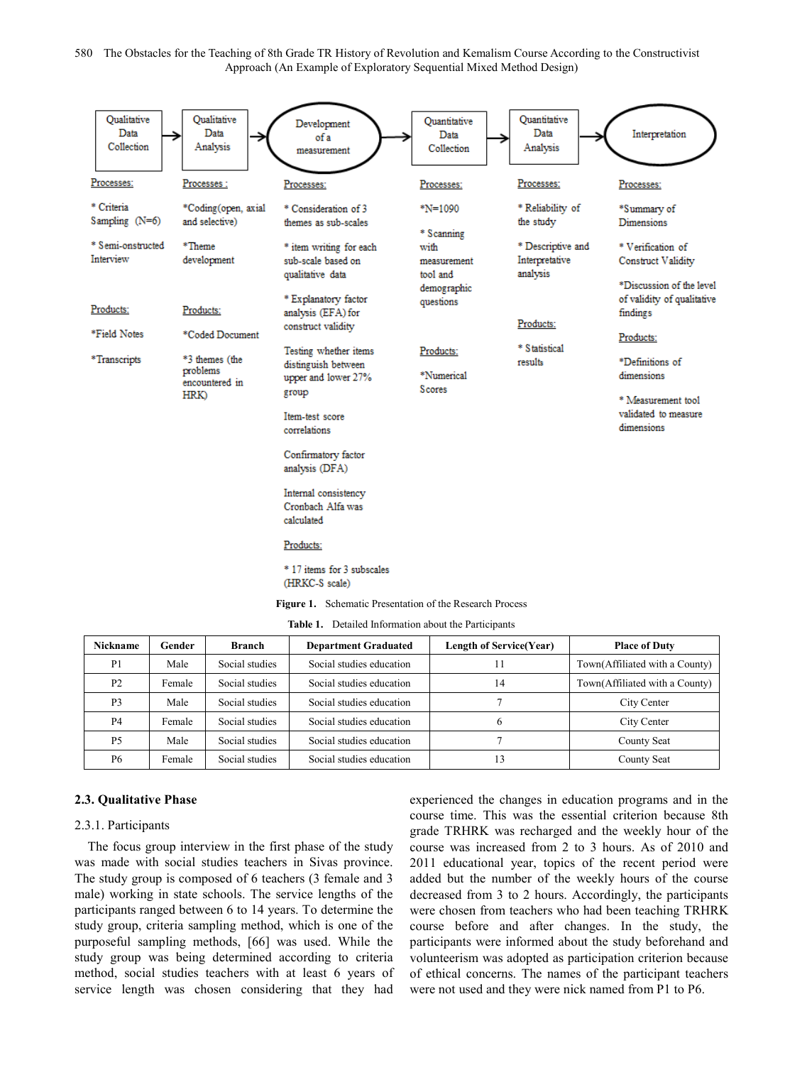| Qualitative Data Collection | → | Qualitative Data Analysis | → | Development of a measurement | → | Quantitative Data Collection | → | Quantitative Data Analysis | → | Interpretation |
|---|---|---|---|---|---|---|---|---|---|---|

**Qualitative Data Collection**

Processes:

* Criteria Sampling (N=6)

* Semi-onstructed Interview

Products:

*Field Notes

*Transcripts

**Qualitative Data Analysis**

Processes :

*Coding(open, axial and selective)

*Theme development

Products:

*Coded Document

*3 themes (the problems encountered in HRK)

**Development of a measurement**

Processes:

* Consideration of 3 themes as sub-scales

* item writing for each sub-scale based on qualitative data

* Explanatory factor analysis (EFA) for construct validity

Testing whether items distinguish between upper and lower 27% group

Item-test score correlations

Confirmatory factor analysis (DFA)

Internal consistency Cronbach Alfa was calculated

Products:

* 17 items for 3 subscales (HRKC-S scale)

**Quantitative Data Collection**

Processes:

*N=1090

* Scanning with measurement tool and demographic questions

Products:

*Numerical Scores

**Quantitative Data Analysis**

Processes:

* Reliability of the study

* Descriptive and Interpretative analysis

Products:

* Statistical results

**Interpretation**

Processes:

*Summary of Dimensions

* Verification of Construct Validity

*Discussion of the level of validity of qualitative findings

Products:

*Definitions of dimensions

* Measurement tool validated to measure dimensions

**Figure 1.** Schematic Presentation of the Research Process

**Table 1.** Detailed Information about the Participants

| Nickname | Gender | Branch | Department Graduated | Length of Service(Year) | Place of Duty |
|---|---|---|---|---|---|
| P1 | Male | Social studies | Social studies education | 11 | Town(Affiliated with a County) |
| P2 | Female | Social studies | Social studies education | 14 | Town(Affiliated with a County) |
| P3 | Male | Social studies | Social studies education | 7 | City Center |
| P4 | Female | Social studies | Social studies education | 6 | City Center |
| P5 | Male | Social studies | Social studies education | 7 | County Seat |
| P6 | Female | Social studies | Social studies education | 13 | County Seat |

### 2.3. Qualitative Phase

#### 2.3.1. Participants

The focus group interview in the first phase of the study was made with social studies teachers in Sivas province. The study group is composed of 6 teachers (3 female and 3 male) working in state schools. The service lengths of the participants ranged between 6 to 14 years. To determine the study group, criteria sampling method, which is one of the purposeful sampling methods, [66] was used. While the study group was being determined according to criteria method, social studies teachers with at least 6 years of service length was chosen considering that they had experienced the changes in education programs and in the course time. This was the essential criterion because 8th grade TRHRK was recharged and the weekly hour of the course was increased from 2 to 3 hours. As of 2010 and 2011 educational year, topics of the recent period were added but the number of the weekly hours of the course decreased from 3 to 2 hours. Accordingly, the participants were chosen from teachers who had been teaching TRHRK course before and after changes. In the study, the participants were informed about the study beforehand and volunteerism was adopted as participation criterion because of ethical concerns. The names of the participant teachers were not used and they were nick named from P1 to P6.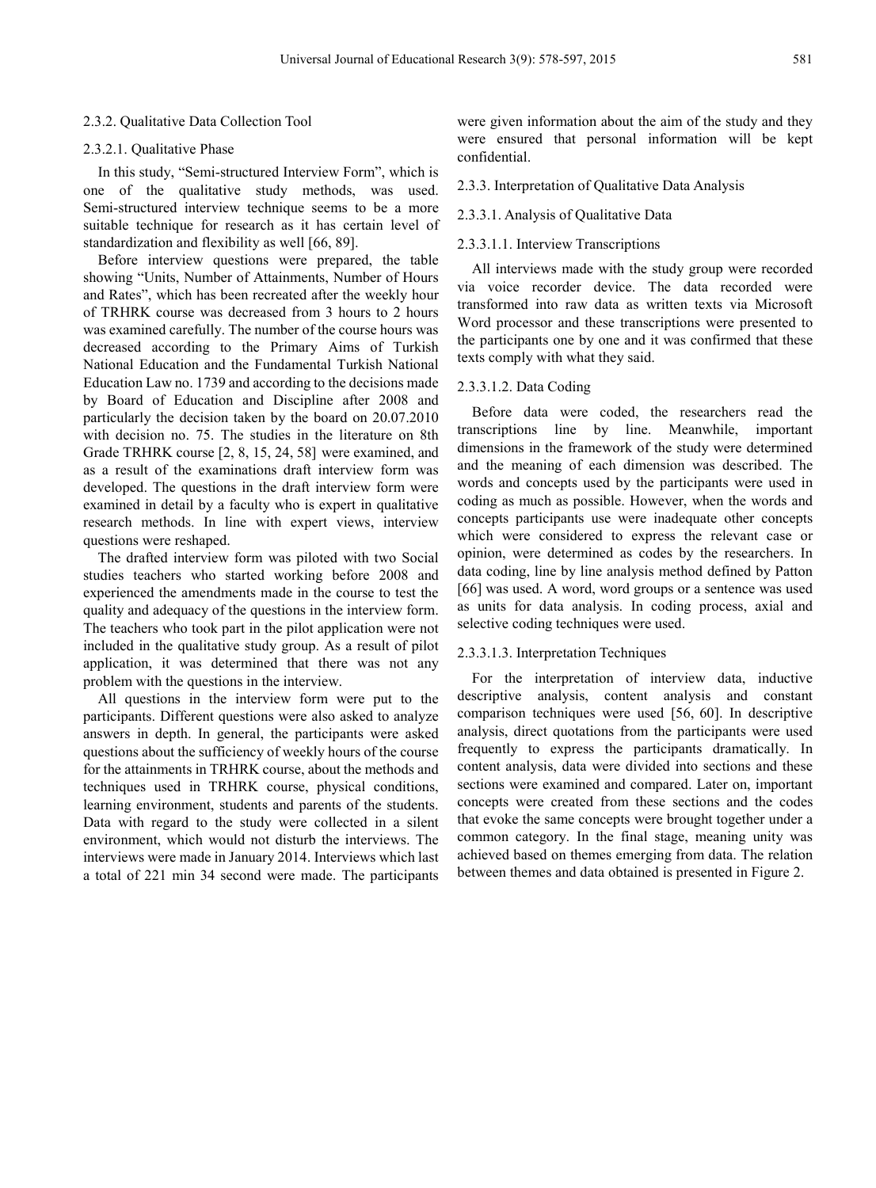2.3.2. Qualitative Data Collection Tool

2.3.2.1. Qualitative Phase

In this study, "Semi-structured Interview Form", which is one of the qualitative study methods, was used. Semi-structured interview technique seems to be a more suitable technique for research as it has certain level of standardization and flexibility as well [66, 89].

Before interview questions were prepared, the table showing "Units, Number of Attainments, Number of Hours and Rates", which has been recreated after the weekly hour of TRHRK course was decreased from 3 hours to 2 hours was examined carefully. The number of the course hours was decreased according to the Primary Aims of Turkish National Education and the Fundamental Turkish National Education Law no. 1739 and according to the decisions made by Board of Education and Discipline after 2008 and particularly the decision taken by the board on 20.07.2010 with decision no. 75. The studies in the literature on 8th Grade TRHRK course [2, 8, 15, 24, 58] were examined, and as a result of the examinations draft interview form was developed. The questions in the draft interview form were examined in detail by a faculty who is expert in qualitative research methods. In line with expert views, interview questions were reshaped.

The drafted interview form was piloted with two Social studies teachers who started working before 2008 and experienced the amendments made in the course to test the quality and adequacy of the questions in the interview form. The teachers who took part in the pilot application were not included in the qualitative study group. As a result of pilot application, it was determined that there was not any problem with the questions in the interview.

All questions in the interview form were put to the participants. Different questions were also asked to analyze answers in depth. In general, the participants were asked questions about the sufficiency of weekly hours of the course for the attainments in TRHRK course, about the methods and techniques used in TRHRK course, physical conditions, learning environment, students and parents of the students. Data with regard to the study were collected in a silent environment, which would not disturb the interviews. The interviews were made in January 2014. Interviews which last a total of 221 min 34 second were made. The participants were given information about the aim of the study and they were ensured that personal information will be kept confidential.

2.3.3. Interpretation of Qualitative Data Analysis

2.3.3.1. Analysis of Qualitative Data

2.3.3.1.1. Interview Transcriptions

All interviews made with the study group were recorded via voice recorder device. The data recorded were transformed into raw data as written texts via Microsoft Word processor and these transcriptions were presented to the participants one by one and it was confirmed that these texts comply with what they said.

2.3.3.1.2. Data Coding

Before data were coded, the researchers read the transcriptions line by line. Meanwhile, important dimensions in the framework of the study were determined and the meaning of each dimension was described. The words and concepts used by the participants were used in coding as much as possible. However, when the words and concepts participants use were inadequate other concepts which were considered to express the relevant case or opinion, were determined as codes by the researchers. In data coding, line by line analysis method defined by Patton [66] was used. A word, word groups or a sentence was used as units for data analysis. In coding process, axial and selective coding techniques were used.

2.3.3.1.3. Interpretation Techniques

For the interpretation of interview data, inductive descriptive analysis, content analysis and constant comparison techniques were used [56, 60]. In descriptive analysis, direct quotations from the participants were used frequently to express the participants dramatically. In content analysis, data were divided into sections and these sections were examined and compared. Later on, important concepts were created from these sections and the codes that evoke the same concepts were brought together under a common category. In the final stage, meaning unity was achieved based on themes emerging from data. The relation between themes and data obtained is presented in Figure 2.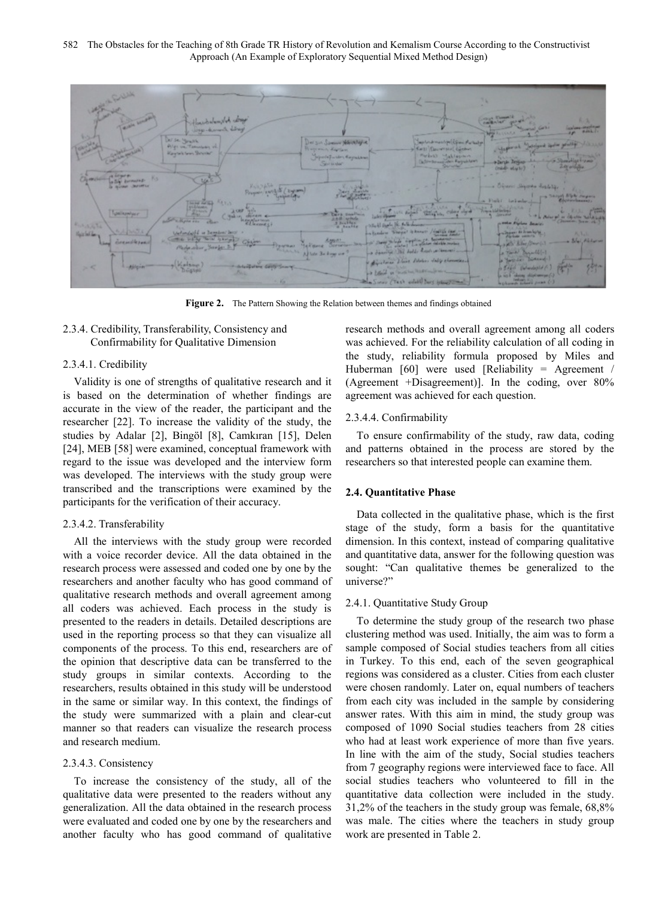**Figure 2.** The Pattern Showing the Relation between themes and findings obtained

2.3.4. Credibility, Transferability, Consistency and Confirmability for Qualitative Dimension

2.3.4.1. Credibility

Validity is one of strengths of qualitative research and it is based on the determination of whether findings are accurate in the view of the reader, the participant and the researcher [22]. To increase the validity of the study, the studies by Adalar [2], Bingöl [8], Camkıran [15], Delen [24], MEB [58] were examined, conceptual framework with regard to the issue was developed and the interview form was developed. The interviews with the study group were transcribed and the transcriptions were examined by the participants for the verification of their accuracy.

2.3.4.2. Transferability

All the interviews with the study group were recorded with a voice recorder device. All the data obtained in the research process were assessed and coded one by one by the researchers and another faculty who has good command of qualitative research methods and overall agreement among all coders was achieved. Each process in the study is presented to the readers in details. Detailed descriptions are used in the reporting process so that they can visualize all components of the process. To this end, researchers are of the opinion that descriptive data can be transferred to the study groups in similar contexts. According to the researchers, results obtained in this study will be understood in the same or similar way. In this context, the findings of the study were summarized with a plain and clear-cut manner so that readers can visualize the research process and research medium.

2.3.4.3. Consistency

To increase the consistency of the study, all of the qualitative data were presented to the readers without any generalization. All the data obtained in the research process were evaluated and coded one by one by the researchers and another faculty who has good command of qualitative research methods and overall agreement among all coders was achieved. For the reliability calculation of all coding in the study, reliability formula proposed by Miles and Huberman [60] were used [Reliability = Agreement / (Agreement +Disagreement)]. In the coding, over 80% agreement was achieved for each question.

2.3.4.4. Confirmability

To ensure confirmability of the study, raw data, coding and patterns obtained in the process are stored by the researchers so that interested people can examine them.

### 2.4. Quantitative Phase

Data collected in the qualitative phase, which is the first stage of the study, form a basis for the quantitative dimension. In this context, instead of comparing qualitative and quantitative data, answer for the following question was sought: "Can qualitative themes be generalized to the universe?"

2.4.1. Quantitative Study Group

To determine the study group of the research two phase clustering method was used. Initially, the aim was to form a sample composed of Social studies teachers from all cities in Turkey. To this end, each of the seven geographical regions was considered as a cluster. Cities from each cluster were chosen randomly. Later on, equal numbers of teachers from each city was included in the sample by considering answer rates. With this aim in mind, the study group was composed of 1090 Social studies teachers from 28 cities who had at least work experience of more than five years. In line with the aim of the study, Social studies teachers from 7 geography regions were interviewed face to face. All social studies teachers who volunteered to fill in the quantitative data collection were included in the study. 31,2% of the teachers in the study group was female, 68,8% was male. The cities where the teachers in study group work are presented in Table 2.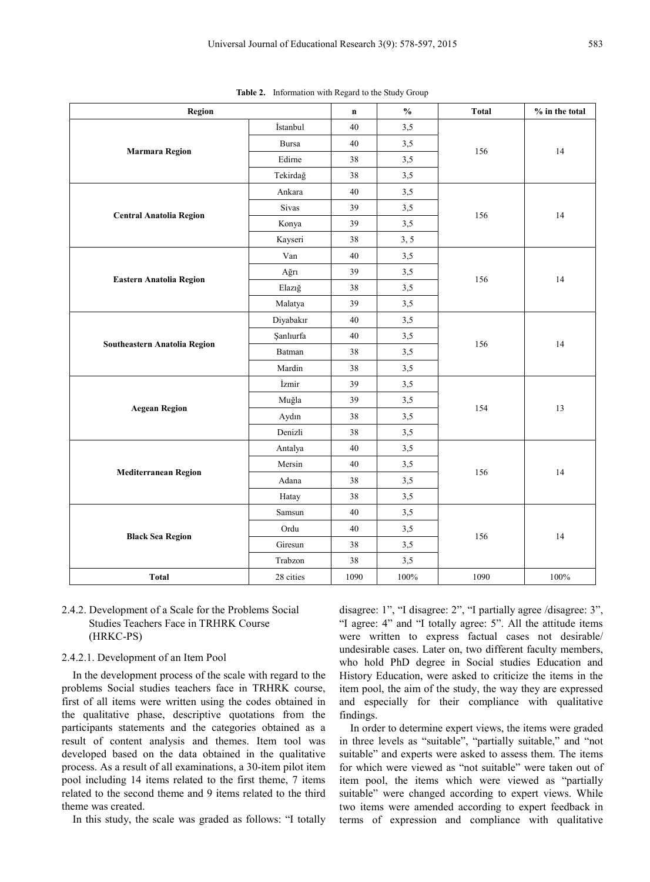**Table 2.** Information with Regard to the Study Group

| Region | | n | % | Total | % in the total |
|---|---|---|---|---|---|
| **Marmara Region** | İstanbul | 40 | 3,5 | 156 | 14 |
| | Bursa | 40 | 3,5 | | |
| | Edirne | 38 | 3,5 | | |
| | Tekirdağ | 38 | 3,5 | | |
| **Central Anatolia Region** | Ankara | 40 | 3,5 | 156 | 14 |
| | Sivas | 39 | 3,5 | | |
| | Konya | 39 | 3,5 | | |
| | Kayseri | 38 | 3, 5 | | |
| **Eastern Anatolia Region** | Van | 40 | 3,5 | 156 | 14 |
| | Ağrı | 39 | 3,5 | | |
| | Elazığ | 38 | 3,5 | | |
| | Malatya | 39 | 3,5 | | |
| **Southeastern Anatolia Region** | Diyabakır | 40 | 3,5 | 156 | 14 |
| | Şanlıurfa | 40 | 3,5 | | |
| | Batman | 38 | 3,5 | | |
| | Mardin | 38 | 3,5 | | |
| **Aegean Region** | İzmir | 39 | 3,5 | 154 | 13 |
| | Muğla | 39 | 3,5 | | |
| | Aydın | 38 | 3,5 | | |
| | Denizli | 38 | 3,5 | | |
| **Mediterranean Region** | Antalya | 40 | 3,5 | 156 | 14 |
| | Mersin | 40 | 3,5 | | |
| | Adana | 38 | 3,5 | | |
| | Hatay | 38 | 3,5 | | |
| **Black Sea Region** | Samsun | 40 | 3,5 | 156 | 14 |
| | Ordu | 40 | 3,5 | | |
| | Giresun | 38 | 3,5 | | |
| | Trabzon | 38 | 3,5 | | |
| **Total** | 28 cities | 1090 | 100% | 1090 | 100% |

#### 2.4.2. Development of a Scale for the Problems Social Studies Teachers Face in TRHRK Course (HRKC-PS)

##### 2.4.2.1. Development of an Item Pool

In the development process of the scale with regard to the problems Social studies teachers face in TRHRK course, first of all items were written using the codes obtained in the qualitative phase, descriptive quotations from the participants statements and the categories obtained as a result of content analysis and themes. Item tool was developed based on the data obtained in the qualitative process. As a result of all examinations, a 30-item pilot item pool including 14 items related to the first theme, 7 items related to the second theme and 9 items related to the third theme was created.

In this study, the scale was graded as follows: "I totally disagree: 1", "I disagree: 2", "I partially agree /disagree: 3", "I agree: 4" and "I totally agree: 5". All the attitude items were written to express factual cases not desirable/ undesirable cases. Later on, two different faculty members, who hold PhD degree in Social studies Education and History Education, were asked to criticize the items in the item pool, the aim of the study, the way they are expressed and especially for their compliance with qualitative findings.

In order to determine expert views, the items were graded in three levels as "suitable", "partially suitable," and "not suitable" and experts were asked to assess them. The items for which were viewed as "not suitable" were taken out of item pool, the items which were viewed as "partially suitable" were changed according to expert views. While two items were amended according to expert feedback in terms of expression and compliance with qualitative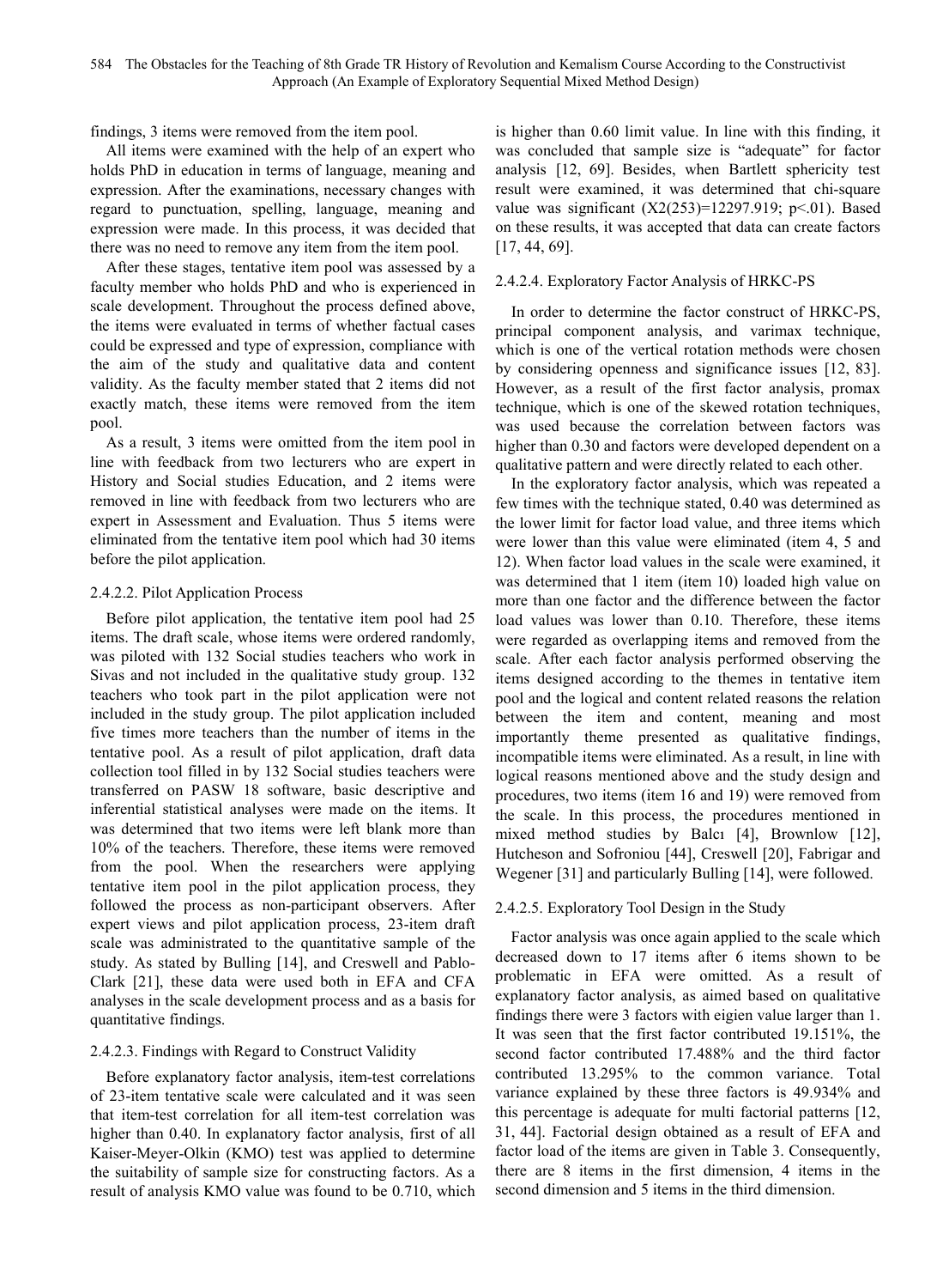findings, 3 items were removed from the item pool.

All items were examined with the help of an expert who holds PhD in education in terms of language, meaning and expression. After the examinations, necessary changes with regard to punctuation, spelling, language, meaning and expression were made. In this process, it was decided that there was no need to remove any item from the item pool.

After these stages, tentative item pool was assessed by a faculty member who holds PhD and who is experienced in scale development. Throughout the process defined above, the items were evaluated in terms of whether factual cases could be expressed and type of expression, compliance with the aim of the study and qualitative data and content validity. As the faculty member stated that 2 items did not exactly match, these items were removed from the item pool.

As a result, 3 items were omitted from the item pool in line with feedback from two lecturers who are expert in History and Social studies Education, and 2 items were removed in line with feedback from two lecturers who are expert in Assessment and Evaluation. Thus 5 items were eliminated from the tentative item pool which had 30 items before the pilot application.

#### 2.4.2.2. Pilot Application Process

Before pilot application, the tentative item pool had 25 items. The draft scale, whose items were ordered randomly, was piloted with 132 Social studies teachers who work in Sivas and not included in the qualitative study group. 132 teachers who took part in the pilot application were not included in the study group. The pilot application included five times more teachers than the number of items in the tentative pool. As a result of pilot application, draft data collection tool filled in by 132 Social studies teachers were transferred on PASW 18 software, basic descriptive and inferential statistical analyses were made on the items. It was determined that two items were left blank more than 10% of the teachers. Therefore, these items were removed from the pool. When the researchers were applying tentative item pool in the pilot application process, they followed the process as non-participant observers. After expert views and pilot application process, 23-item draft scale was administrated to the quantitative sample of the study. As stated by Bulling [14], and Creswell and Pablo-Clark [21], these data were used both in EFA and CFA analyses in the scale development process and as a basis for quantitative findings.

#### 2.4.2.3. Findings with Regard to Construct Validity

Before explanatory factor analysis, item-test correlations of 23-item tentative scale were calculated and it was seen that item-test correlation for all item-test correlation was higher than 0.40. In explanatory factor analysis, first of all Kaiser-Meyer-Olkin (KMO) test was applied to determine the suitability of sample size for constructing factors. As a result of analysis KMO value was found to be 0.710, which is higher than 0.60 limit value. In line with this finding, it was concluded that sample size is "adequate" for factor analysis [12, 69]. Besides, when Bartlett sphericity test result were examined, it was determined that chi-square value was significant ($X2(253)=12297.919$; $p<.01$). Based on these results, it was accepted that data can create factors [17, 44, 69].

#### 2.4.2.4. Exploratory Factor Analysis of HRKC-PS

In order to determine the factor construct of HRKC-PS, principal component analysis, and varimax technique, which is one of the vertical rotation methods were chosen by considering openness and significance issues [12, 83]. However, as a result of the first factor analysis, promax technique, which is one of the skewed rotation techniques, was used because the correlation between factors was higher than 0.30 and factors were developed dependent on a qualitative pattern and were directly related to each other.

In the exploratory factor analysis, which was repeated a few times with the technique stated, 0.40 was determined as the lower limit for factor load value, and three items which were lower than this value were eliminated (item 4, 5 and 12). When factor load values in the scale were examined, it was determined that 1 item (item 10) loaded high value on more than one factor and the difference between the factor load values was lower than 0.10. Therefore, these items were regarded as overlapping items and removed from the scale. After each factor analysis performed observing the items designed according to the themes in tentative item pool and the logical and content related reasons the relation between the item and content, meaning and most importantly theme presented as qualitative findings, incompatible items were eliminated. As a result, in line with logical reasons mentioned above and the study design and procedures, two items (item 16 and 19) were removed from the scale. In this process, the procedures mentioned in mixed method studies by Balcı [4], Brownlow [12], Hutcheson and Sofroniou [44], Creswell [20], Fabrigar and Wegener [31] and particularly Bulling [14], were followed.

#### 2.4.2.5. Exploratory Tool Design in the Study

Factor analysis was once again applied to the scale which decreased down to 17 items after 6 items shown to be problematic in EFA were omitted. As a result of explanatory factor analysis, as aimed based on qualitative findings there were 3 factors with eigien value larger than 1. It was seen that the first factor contributed 19.151%, the second factor contributed 17.488% and the third factor contributed 13.295% to the common variance. Total variance explained by these three factors is 49.934% and this percentage is adequate for multi factorial patterns [12, 31, 44]. Factorial design obtained as a result of EFA and factor load of the items are given in Table 3. Consequently, there are 8 items in the first dimension, 4 items in the second dimension and 5 items in the third dimension.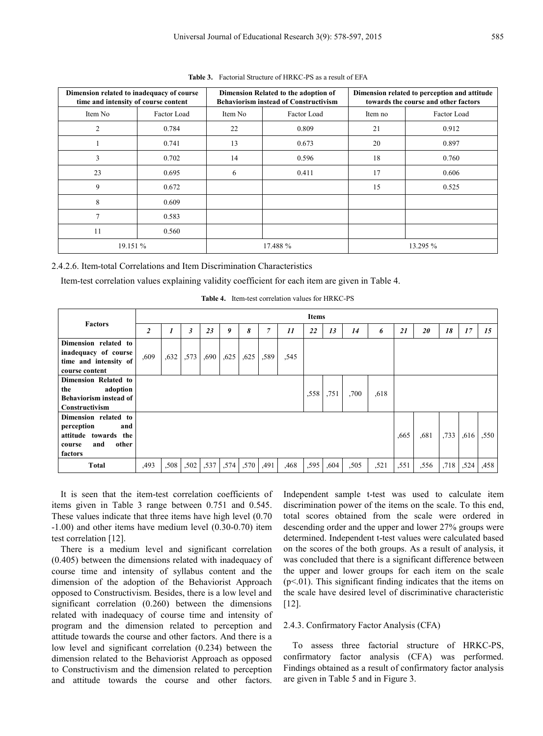**Table 3.** Factorial Structure of HRKC-PS as a result of EFA

| Dimension related to inadequacy of course time and intensity of course content | | Dimension Related to the adoption of Behaviorism instead of Constructivism | | Dimension related to perception and attitude towards the course and other factors | |
|---|---|---|---|---|---|
| Item No | Factor Load | Item No | Factor Load | Item no | Factor Load |
| 2 | 0.784 | 22 | 0.809 | 21 | 0.912 |
| 1 | 0.741 | 13 | 0.673 | 20 | 0.897 |
| 3 | 0.702 | 14 | 0.596 | 18 | 0.760 |
| 23 | 0.695 | 6 | 0.411 | 17 | 0.606 |
| 9 | 0.672 | | | 15 | 0.525 |
| 8 | 0.609 | | | | |
| 7 | 0.583 | | | | |
| 11 | 0.560 | | | | |
| 19.151 % | | 17.488 % | | 13.295 % | |

2.4.2.6. Item-total Correlations and Item Discrimination Characteristics

Item-test correlation values explaining validity coefficient for each item are given in Table 4.

**Table 4.** Item-test correlation values for HRKC-PS

| Factors | Items | | | | | | | | | | | | | | | | |
|---|---|---|---|---|---|---|---|---|---|---|---|---|---|---|---|---|---|
| | *2* | *1* | *3* | *23* | *9* | *8* | *7* | *11* | *22* | *13* | *14* | *6* | *21* | *20* | *18* | *17* | *15* |
| **Dimension related to inadequacy of course time and intensity of course content** | ,609 | ,632 | ,573 | ,690 | ,625 | ,625 | ,589 | ,545 | | | | | | | | | |
| **Dimension Related to the adoption Behaviorism instead of Constructivism** | | | | | | | | | ,558 | ,751 | ,700 | ,618 | | | | | |
| **Dimension related to perception and attitude towards the course and other factors** | | | | | | | | | | | | | ,665 | ,681 | ,733 | ,616 | ,550 |
| **Total** | ,493 | ,508 | ,502 | ,537 | ,574 | ,570 | ,491 | ,468 | ,595 | ,604 | ,505 | ,521 | ,551 | ,556 | ,718 | ,524 | ,458 |

It is seen that the item-test correlation coefficients of items given in Table 3 range between 0.751 and 0.545. These values indicate that three items have high level (0.70 -1.00) and other items have medium level (0.30-0.70) item test correlation [12].

There is a medium level and significant correlation (0.405) between the dimensions related with inadequacy of course time and intensity of syllabus content and the dimension of the adoption of the Behaviorist Approach opposed to Constructivism. Besides, there is a low level and significant correlation (0.260) between the dimensions related with inadequacy of course time and intensity of program and the dimension related to perception and attitude towards the course and other factors. And there is a low level and significant correlation (0.234) between the dimension related to the Behaviorist Approach as opposed to Constructivism and the dimension related to perception and attitude towards the course and other factors. Independent sample t-test was used to calculate item discrimination power of the items on the scale. To this end, total scores obtained from the scale were ordered in descending order and the upper and lower 27% groups were determined. Independent t-test values were calculated based on the scores of the both groups. As a result of analysis, it was concluded that there is a significant difference between the upper and lower groups for each item on the scale ($p<.01$). This significant finding indicates that the items on the scale have desired level of discriminative characteristic [12].

2.4.3. Confirmatory Factor Analysis (CFA)

To assess three factorial structure of HRKC-PS, confirmatory factor analysis (CFA) was performed. Findings obtained as a result of confirmatory factor analysis are given in Table 5 and in Figure 3.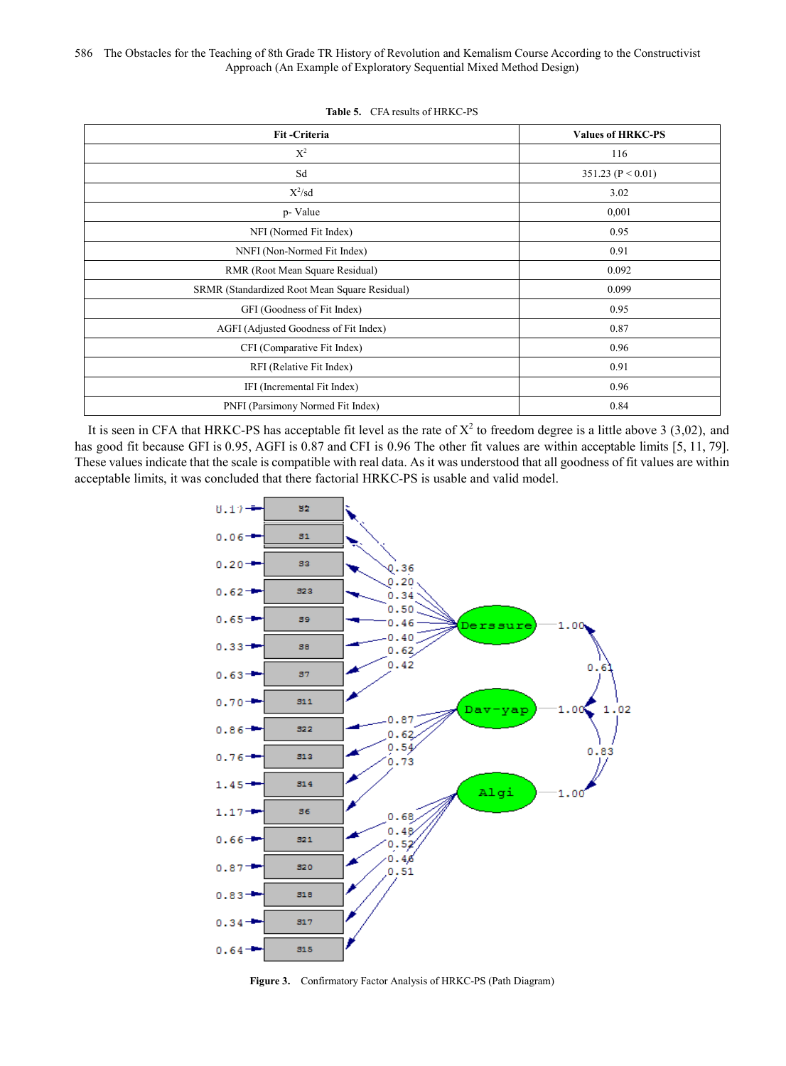**Table 5.** CFA results of HRKC-PS

| Fit -Criteria | Values of HRKC-PS |
|---|---|
| $X^2$ | 116 |
| Sd | 351.23 (P < 0.01) |
| $X^2$/sd | 3.02 |
| p- Value | 0,001 |
| NFI (Normed Fit Index) | 0.95 |
| NNFI (Non-Normed Fit Index) | 0.91 |
| RMR (Root Mean Square Residual) | 0.092 |
| SRMR (Standardized Root Mean Square Residual) | 0.099 |
| GFI (Goodness of Fit Index) | 0.95 |
| AGFI (Adjusted Goodness of Fit Index) | 0.87 |
| CFI (Comparative Fit Index) | 0.96 |
| RFI (Relative Fit Index) | 0.91 |
| IFI (Incremental Fit Index) | 0.96 |
| PNFI (Parsimony Normed Fit Index) | 0.84 |

It is seen in CFA that HRKC-PS has acceptable fit level as the rate of $X^2$ to freedom degree is a little above 3 (3,02), and has good fit because GFI is 0.95, AGFI is 0.87 and CFI is 0.96 The other fit values are within acceptable limits [5, 11, 79]. These values indicate that the scale is compatible with real data. As it was understood that all goodness of fit values are within acceptable limits, it was concluded that there factorial HRKC-PS is usable and valid model.

**Figure 3.** Confirmatory Factor Analysis of HRKC-PS (Path Diagram)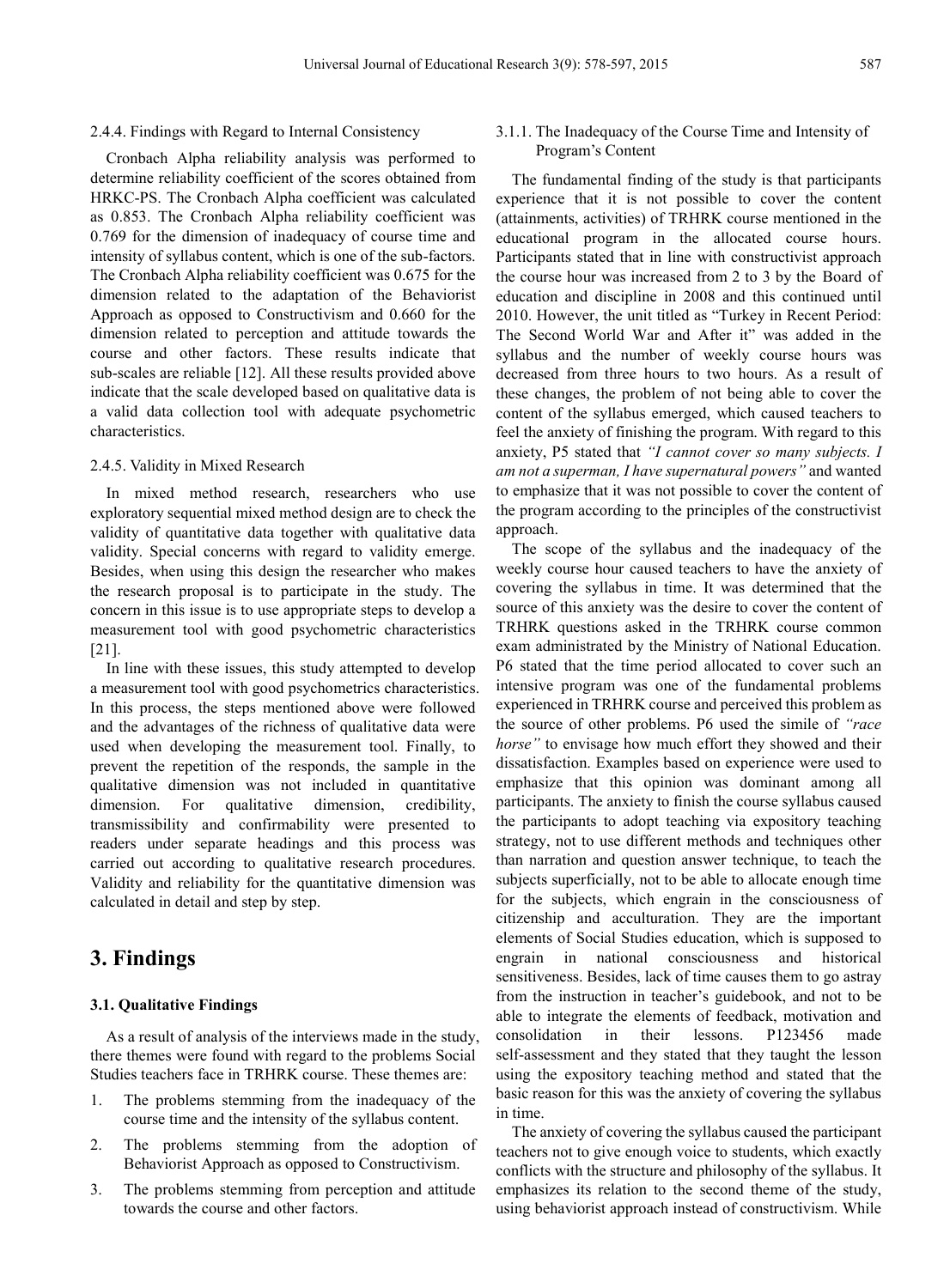#### 2.4.4. Findings with Regard to Internal Consistency

Cronbach Alpha reliability analysis was performed to determine reliability coefficient of the scores obtained from HRKC-PS. The Cronbach Alpha coefficient was calculated as 0.853. The Cronbach Alpha reliability coefficient was 0.769 for the dimension of inadequacy of course time and intensity of syllabus content, which is one of the sub-factors. The Cronbach Alpha reliability coefficient was 0.675 for the dimension related to the adaptation of the Behaviorist Approach as opposed to Constructivism and 0.660 for the dimension related to perception and attitude towards the course and other factors. These results indicate that sub-scales are reliable [12]. All these results provided above indicate that the scale developed based on qualitative data is a valid data collection tool with adequate psychometric characteristics.

#### 2.4.5. Validity in Mixed Research

In mixed method research, researchers who use exploratory sequential mixed method design are to check the validity of quantitative data together with qualitative data validity. Special concerns with regard to validity emerge. Besides, when using this design the researcher who makes the research proposal is to participate in the study. The concern in this issue is to use appropriate steps to develop a measurement tool with good psychometric characteristics [21].

In line with these issues, this study attempted to develop a measurement tool with good psychometrics characteristics. In this process, the steps mentioned above were followed and the advantages of the richness of qualitative data were used when developing the measurement tool. Finally, to prevent the repetition of the responds, the sample in the qualitative dimension was not included in quantitative dimension. For qualitative dimension, credibility, transmissibility and confirmability were presented to readers under separate headings and this process was carried out according to qualitative research procedures. Validity and reliability for the quantitative dimension was calculated in detail and step by step.

## 3. Findings

### 3.1. Qualitative Findings

As a result of analysis of the interviews made in the study, there themes were found with regard to the problems Social Studies teachers face in TRHRK course. These themes are:

1. The problems stemming from the inadequacy of the course time and the intensity of the syllabus content.
2. The problems stemming from the adoption of Behaviorist Approach as opposed to Constructivism.
3. The problems stemming from perception and attitude towards the course and other factors.

#### 3.1.1. The Inadequacy of the Course Time and Intensity of Program's Content

The fundamental finding of the study is that participants experience that it is not possible to cover the content (attainments, activities) of TRHRK course mentioned in the educational program in the allocated course hours. Participants stated that in line with constructivist approach the course hour was increased from 2 to 3 by the Board of education and discipline in 2008 and this continued until 2010. However, the unit titled as "Turkey in Recent Period: The Second World War and After it" was added in the syllabus and the number of weekly course hours was decreased from three hours to two hours. As a result of these changes, the problem of not being able to cover the content of the syllabus emerged, which caused teachers to feel the anxiety of finishing the program. With regard to this anxiety, P5 stated that *"I cannot cover so many subjects. I am not a superman, I have supernatural powers"* and wanted to emphasize that it was not possible to cover the content of the program according to the principles of the constructivist approach.

The scope of the syllabus and the inadequacy of the weekly course hour caused teachers to have the anxiety of covering the syllabus in time. It was determined that the source of this anxiety was the desire to cover the content of TRHRK questions asked in the TRHRK course common exam administrated by the Ministry of National Education. P6 stated that the time period allocated to cover such an intensive program was one of the fundamental problems experienced in TRHRK course and perceived this problem as the source of other problems. P6 used the simile of *"race horse"* to envisage how much effort they showed and their dissatisfaction. Examples based on experience were used to emphasize that this opinion was dominant among all participants. The anxiety to finish the course syllabus caused the participants to adopt teaching via expository teaching strategy, not to use different methods and techniques other than narration and question answer technique, to teach the subjects superficially, not to be able to allocate enough time for the subjects, which engrain in the consciousness of citizenship and acculturation. They are the important elements of Social Studies education, which is supposed to engrain in national consciousness and historical sensitiveness. Besides, lack of time causes them to go astray from the instruction in teacher's guidebook, and not to be able to integrate the elements of feedback, motivation and consolidation in their lessons. P123456 made self-assessment and they stated that they taught the lesson using the expository teaching method and stated that the basic reason for this was the anxiety of covering the syllabus in time.

The anxiety of covering the syllabus caused the participant teachers not to give enough voice to students, which exactly conflicts with the structure and philosophy of the syllabus. It emphasizes its relation to the second theme of the study, using behaviorist approach instead of constructivism. While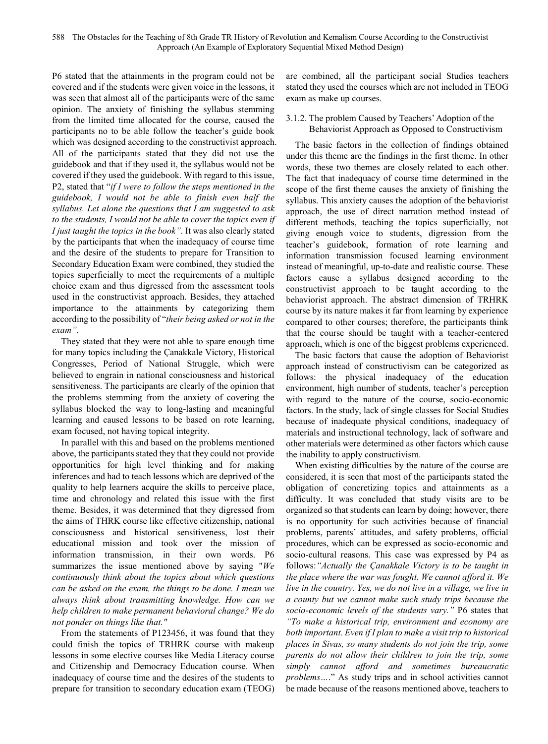P6 stated that the attainments in the program could not be covered and if the students were given voice in the lessons, it was seen that almost all of the participants were of the same opinion. The anxiety of finishing the syllabus stemming from the limited time allocated for the course, caused the participants no to be able follow the teacher's guide book which was designed according to the constructivist approach. All of the participants stated that they did not use the guidebook and that if they used it, the syllabus would not be covered if they used the guidebook. With regard to this issue, P2, stated that "*if I were to follow the steps mentioned in the guidebook, I would not be able to finish even half the syllabus. Let alone the questions that I am suggested to ask to the students, I would not be able to cover the topics even if I just taught the topics in the book"*. It was also clearly stated by the participants that when the inadequacy of course time and the desire of the students to prepare for Transition to Secondary Education Exam were combined, they studied the topics superficially to meet the requirements of a multiple choice exam and thus digressed from the assessment tools used in the constructivist approach. Besides, they attached importance to the attainments by categorizing them according to the possibility of "*their being asked or not in the exam"*.

They stated that they were not able to spare enough time for many topics including the Çanakkale Victory, Historical Congresses, Period of National Struggle, which were believed to engrain in national consciousness and historical sensitiveness. The participants are clearly of the opinion that the problems stemming from the anxiety of covering the syllabus blocked the way to long-lasting and meaningful learning and caused lessons to be based on rote learning, exam focused, not having topical integrity.

In parallel with this and based on the problems mentioned above, the participants stated they that they could not provide opportunities for high level thinking and for making inferences and had to teach lessons which are deprived of the quality to help learners acquire the skills to perceive place, time and chronology and related this issue with the first theme. Besides, it was determined that they digressed from the aims of THRK course like effective citizenship, national consciousness and historical sensitiveness, lost their educational mission and took over the mission of information transmission, in their own words. P6 summarizes the issue mentioned above by saying "*We continuously think about the topics about which questions can be asked on the exam, the things to be done. I mean we always think about transmitting knowledge. How can we help children to make permanent behavioral change? We do not ponder on things like that."*

From the statements of P123456, it was found that they could finish the topics of TRHRK course with makeup lessons in some elective courses like Media Literacy course and Citizenship and Democracy Education course. When inadequacy of course time and the desires of the students to prepare for transition to secondary education exam (TEOG) are combined, all the participant social Studies teachers stated they used the courses which are not included in TEOG exam as make up courses.

#### 3.1.2. The problem Caused by Teachers' Adoption of the Behaviorist Approach as Opposed to Constructivism

The basic factors in the collection of findings obtained under this theme are the findings in the first theme. In other words, these two themes are closely related to each other. The fact that inadequacy of course time determined in the scope of the first theme causes the anxiety of finishing the syllabus. This anxiety causes the adoption of the behaviorist approach, the use of direct narration method instead of different methods, teaching the topics superficially, not giving enough voice to students, digression from the teacher's guidebook, formation of rote learning and information transmission focused learning environment instead of meaningful, up-to-date and realistic course. These factors cause a syllabus designed according to the constructivist approach to be taught according to the behaviorist approach. The abstract dimension of TRHRK course by its nature makes it far from learning by experience compared to other courses; therefore, the participants think that the course should be taught with a teacher-centered approach, which is one of the biggest problems experienced.

The basic factors that cause the adoption of Behaviorist approach instead of constructivism can be categorized as follows: the physical inadequacy of the education environment, high number of students, teacher's perception with regard to the nature of the course, socio-economic factors. In the study, lack of single classes for Social Studies because of inadequate physical conditions, inadequacy of materials and instructional technology, lack of software and other materials were determined as other factors which cause the inability to apply constructivism.

When existing difficulties by the nature of the course are considered, it is seen that most of the participants stated the obligation of concretizing topics and attainments as a difficulty. It was concluded that study visits are to be organized so that students can learn by doing; however, there is no opportunity for such activities because of financial problems, parents' attitudes, and safety problems, official procedures, which can be expressed as socio-economic and socio-cultural reasons. This case was expressed by P4 as follows:*"Actually the Çanakkale Victory is to be taught in the place where the war was fought. We cannot afford it. We live in the country. Yes, we do not live in a village, we live in a county but we cannot make such study trips because the socio-economic levels of the students vary."* P6 states that *"To make a historical trip, environment and economy are both important. Even if I plan to make a visit trip to historical places in Sivas, so many students do not join the trip, some parents do not allow their children to join the trip, some simply cannot afford and sometimes bureaucratic problems…*" As study trips and in school activities cannot be made because of the reasons mentioned above, teachers to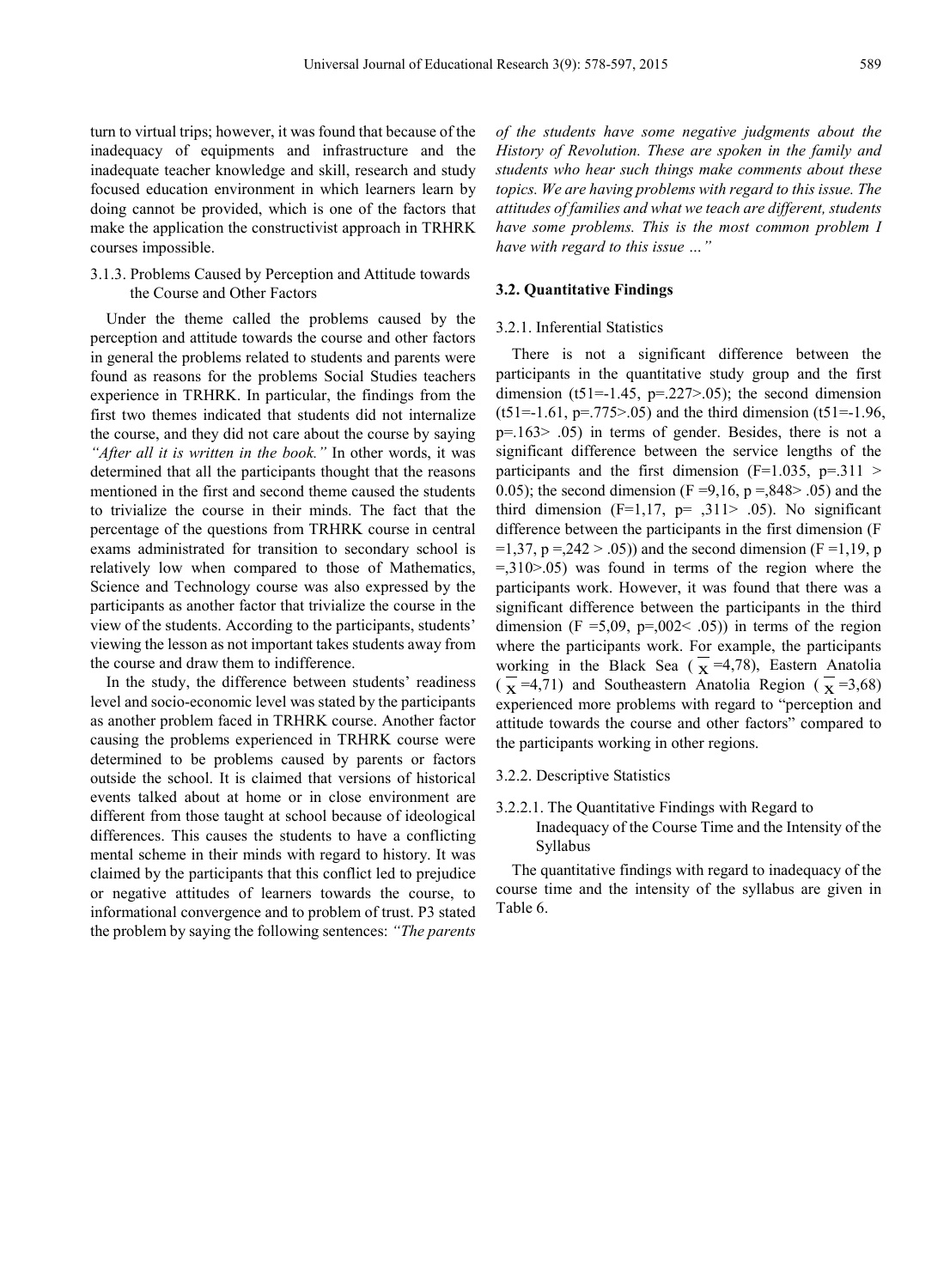turn to virtual trips; however, it was found that because of the inadequacy of equipments and infrastructure and the inadequate teacher knowledge and skill, research and study focused education environment in which learners learn by doing cannot be provided, which is one of the factors that make the application the constructivist approach in TRHRK courses impossible.

#### 3.1.3. Problems Caused by Perception and Attitude towards the Course and Other Factors

Under the theme called the problems caused by the perception and attitude towards the course and other factors in general the problems related to students and parents were found as reasons for the problems Social Studies teachers experience in TRHRK. In particular, the findings from the first two themes indicated that students did not internalize the course, and they did not care about the course by saying *"After all it is written in the book."* In other words, it was determined that all the participants thought that the reasons mentioned in the first and second theme caused the students to trivialize the course in their minds. The fact that the percentage of the questions from TRHRK course in central exams administrated for transition to secondary school is relatively low when compared to those of Mathematics, Science and Technology course was also expressed by the participants as another factor that trivialize the course in the view of the students. According to the participants, students' viewing the lesson as not important takes students away from the course and draw them to indifference.

In the study, the difference between students' readiness level and socio-economic level was stated by the participants as another problem faced in TRHRK course. Another factor causing the problems experienced in TRHRK course were determined to be problems caused by parents or factors outside the school. It is claimed that versions of historical events talked about at home or in close environment are different from those taught at school because of ideological differences. This causes the students to have a conflicting mental scheme in their minds with regard to history. It was claimed by the participants that this conflict led to prejudice or negative attitudes of learners towards the course, to informational convergence and to problem of trust. P3 stated the problem by saying the following sentences: *"The parents of the students have some negative judgments about the History of Revolution. These are spoken in the family and students who hear such things make comments about these topics. We are having problems with regard to this issue. The attitudes of families and what we teach are different, students have some problems. This is the most common problem I have with regard to this issue …"*

### 3.2. Quantitative Findings

#### 3.2.1. Inferential Statistics

There is not a significant difference between the participants in the quantitative study group and the first dimension ($t_{51}$=-1.45, p=.227>.05); the second dimension ($t_{51}$=-1.61, p=.775>.05) and the third dimension ($t_{51}$=-1.96, p=.163> .05) in terms of gender. Besides, there is not a significant difference between the service lengths of the participants and the first dimension (F=1.035, p=.311 > 0.05); the second dimension (F =9,16, p =,848> .05) and the third dimension (F=1,17, p= ,311> .05). No significant difference between the participants in the first dimension (F =1,37, p =,242 > .05)) and the second dimension (F =1,19, p =,310>.05) was found in terms of the region where the participants work. However, it was found that there was a significant difference between the participants in the third dimension (F =5,09, p=,002< .05)) in terms of the region where the participants work. For example, the participants working in the Black Sea ( $\overline{x}$ =4,78), Eastern Anatolia ( $\overline{x}$ =4,71) and Southeastern Anatolia Region ( $\overline{x}$ =3,68) experienced more problems with regard to "perception and attitude towards the course and other factors" compared to the participants working in other regions.

#### 3.2.2. Descriptive Statistics

##### 3.2.2.1. The Quantitative Findings with Regard to Inadequacy of the Course Time and the Intensity of the Syllabus

The quantitative findings with regard to inadequacy of the course time and the intensity of the syllabus are given in Table 6.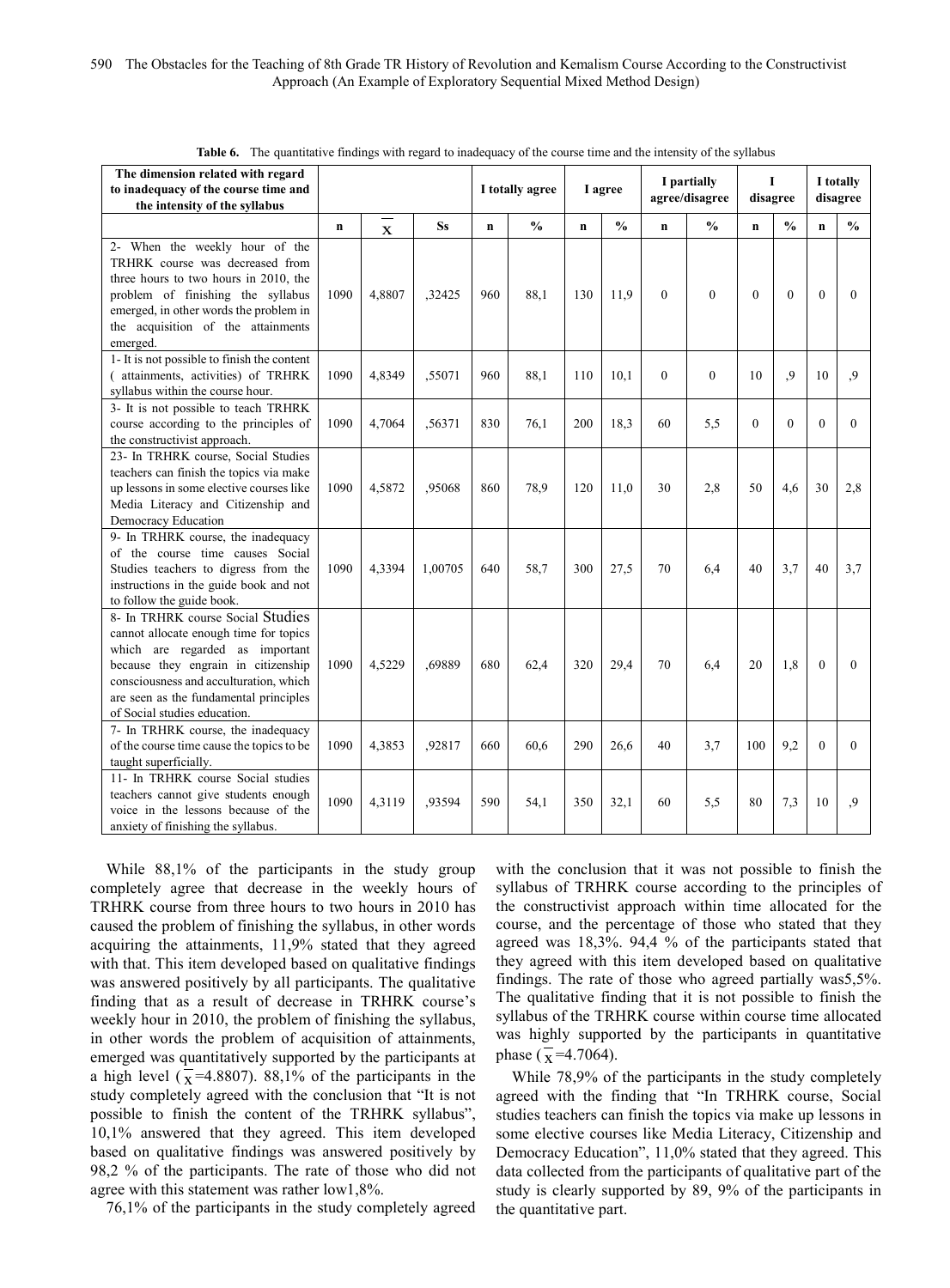**Table 6.** The quantitative findings with regard to inadequacy of the course time and the intensity of the syllabus

| The dimension related with regard to inadequacy of the course time and the intensity of the syllabus | | | | I totally agree | | I agree | | I partially agree/disagree | | I disagree | | I totally disagree | |
|---|---|---|---|---|---|---|---|---|---|---|---|---|---|
| | n | $\overline{X}$ | Ss | n | % | n | % | n | % | n | % | n | % |
| 2- When the weekly hour of the TRHRK course was decreased from three hours to two hours in 2010, the problem of finishing the syllabus emerged, in other words the problem in the acquisition of the attainments emerged. | 1090 | 4,8807 | ,32425 | 960 | 88,1 | 130 | 11,9 | 0 | 0 | 0 | 0 | 0 | 0 |
| 1- It is not possible to finish the content ( attainments, activities) of TRHRK syllabus within the course hour. | 1090 | 4,8349 | ,55071 | 960 | 88,1 | 110 | 10,1 | 0 | 0 | 10 | ,9 | 10 | ,9 |
| 3- It is not possible to teach TRHRK course according to the principles of the constructivist approach. | 1090 | 4,7064 | ,56371 | 830 | 76,1 | 200 | 18,3 | 60 | 5,5 | 0 | 0 | 0 | 0 |
| 23- In TRHRK course, Social Studies teachers can finish the topics via make up lessons in some elective courses like Media Literacy and Citizenship and Democracy Education | 1090 | 4,5872 | ,95068 | 860 | 78,9 | 120 | 11,0 | 30 | 2,8 | 50 | 4,6 | 30 | 2,8 |
| 9- In TRHRK course, the inadequacy of the course time causes Social Studies teachers to digress from the instructions in the guide book and not to follow the guide book. | 1090 | 4,3394 | 1,00705 | 640 | 58,7 | 300 | 27,5 | 70 | 6,4 | 40 | 3,7 | 40 | 3,7 |
| 8- In TRHRK course Social Studies cannot allocate enough time for topics which are regarded as important because they engrain in citizenship consciousness and acculturation, which are seen as the fundamental principles of Social studies education. | 1090 | 4,5229 | ,69889 | 680 | 62,4 | 320 | 29,4 | 70 | 6,4 | 20 | 1,8 | 0 | 0 |
| 7- In TRHRK course, the inadequacy of the course time cause the topics to be taught superficially. | 1090 | 4,3853 | ,92817 | 660 | 60,6 | 290 | 26,6 | 40 | 3,7 | 100 | 9,2 | 0 | 0 |
| 11- In TRHRK course Social studies teachers cannot give students enough voice in the lessons because of the anxiety of finishing the syllabus. | 1090 | 4,3119 | ,93594 | 590 | 54,1 | 350 | 32,1 | 60 | 5,5 | 80 | 7,3 | 10 | ,9 |

While 88,1% of the participants in the study group completely agree that decrease in the weekly hours of TRHRK course from three hours to two hours in 2010 has caused the problem of finishing the syllabus, in other words acquiring the attainments, 11,9% stated that they agreed with that. This item developed based on qualitative findings was answered positively by all participants. The qualitative finding that as a result of decrease in TRHRK course's weekly hour in 2010, the problem of finishing the syllabus, in other words the problem of acquisition of attainments, emerged was quantitatively supported by the participants at a high level ($\overline{X}$=4.8807). 88,1% of the participants in the study completely agreed with the conclusion that "It is not possible to finish the content of the TRHRK syllabus", 10,1% answered that they agreed. This item developed based on qualitative findings was answered positively by 98,2 % of the participants. The rate of those who did not agree with this statement was rather low1,8%.

76,1% of the participants in the study completely agreed with the conclusion that it was not possible to finish the syllabus of TRHRK course according to the principles of the constructivist approach within time allocated for the course, and the percentage of those who stated that they agreed was 18,3%. 94,4 % of the participants stated that they agreed with this item developed based on qualitative findings. The rate of those who agreed partially was5,5%. The qualitative finding that it is not possible to finish the syllabus of the TRHRK course within course time allocated was highly supported by the participants in quantitative phase ($\overline{X}$=4.7064).

While 78,9% of the participants in the study completely agreed with the finding that "In TRHRK course, Social studies teachers can finish the topics via make up lessons in some elective courses like Media Literacy, Citizenship and Democracy Education", 11,0% stated that they agreed. This data collected from the participants of qualitative part of the study is clearly supported by 89, 9% of the participants in the quantitative part.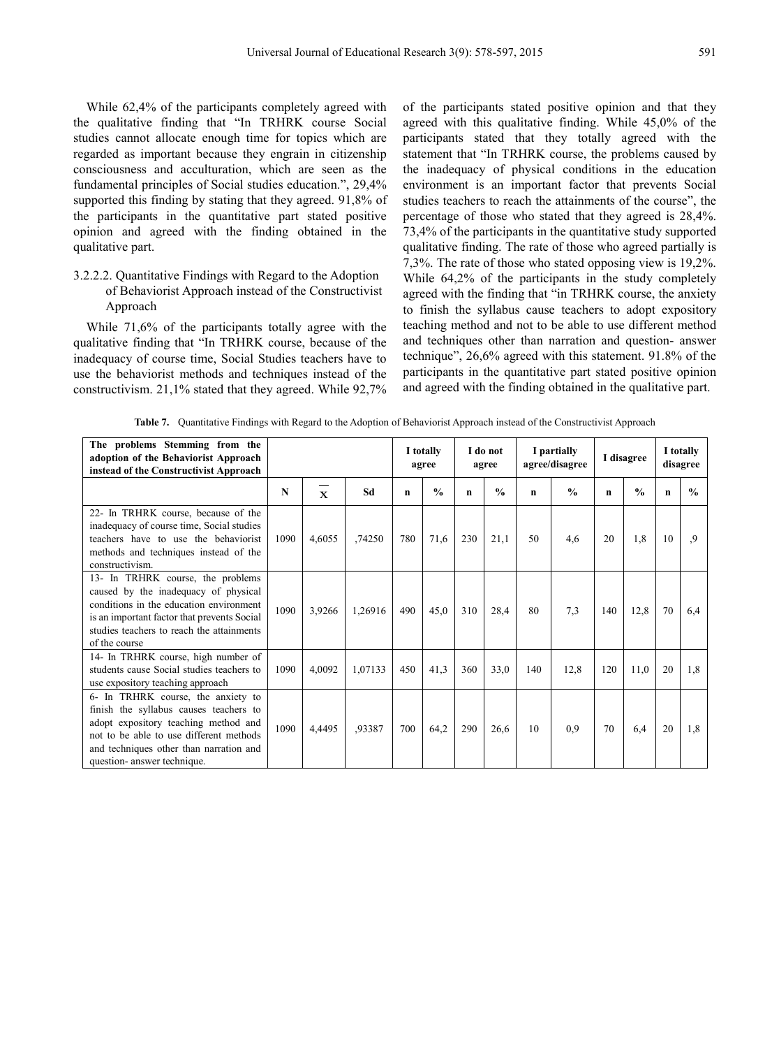While 62,4% of the participants completely agreed with the qualitative finding that "In TRHRK course Social studies cannot allocate enough time for topics which are regarded as important because they engrain in citizenship consciousness and acculturation, which are seen as the fundamental principles of Social studies education.", 29,4% supported this finding by stating that they agreed. 91,8% of the participants in the quantitative part stated positive opinion and agreed with the finding obtained in the qualitative part.

#### 3.2.2.2. Quantitative Findings with Regard to the Adoption of Behaviorist Approach instead of the Constructivist Approach

While 71,6% of the participants totally agree with the qualitative finding that "In TRHRK course, because of the inadequacy of course time, Social Studies teachers have to use the behaviorist methods and techniques instead of the constructivism. 21,1% stated that they agreed. While 92,7% of the participants stated positive opinion and that they agreed with this qualitative finding. While 45,0% of the participants stated that they totally agreed with the statement that "In TRHRK course, the problems caused by the inadequacy of physical conditions in the education environment is an important factor that prevents Social studies teachers to reach the attainments of the course", the percentage of those who stated that they agreed is 28,4%. 73,4% of the participants in the quantitative study supported qualitative finding. The rate of those who agreed partially is 7,3%. The rate of those who stated opposing view is 19,2%. While 64,2% of the participants in the study completely agreed with the finding that "in TRHRK course, the anxiety to finish the syllabus cause teachers to adopt expository teaching method and not to be able to use different method and techniques other than narration and question- answer technique", 26,6% agreed with this statement. 91.8% of the participants in the quantitative part stated positive opinion and agreed with the finding obtained in the qualitative part.

**Table 7.** Quantitative Findings with Regard to the Adoption of Behaviorist Approach instead of the Constructivist Approach

| The problems Stemming from the adoption of the Behaviorist Approach instead of the Constructivist Approach | | | | I totally agree | | I do not agree | | I partially agree/disagree | | I disagree | | I totally disagree | |
|---|---|---|---|---|---|---|---|---|---|---|---|---|---|
| | N | $\overline{X}$ | Sd | n | % | n | % | n | % | n | % | n | % |
| 22- In TRHRK course, because of the inadequacy of course time, Social studies teachers have to use the behaviorist methods and techniques instead of the constructivism. | 1090 | 4,6055 | ,74250 | 780 | 71,6 | 230 | 21,1 | 50 | 4,6 | 20 | 1,8 | 10 | ,9 |
| 13- In TRHRK course, the problems caused by the inadequacy of physical conditions in the education environment is an important factor that prevents Social studies teachers to reach the attainments of the course | 1090 | 3,9266 | 1,26916 | 490 | 45,0 | 310 | 28,4 | 80 | 7,3 | 140 | 12,8 | 70 | 6,4 |
| 14- In TRHRK course, high number of students cause Social studies teachers to use expository teaching approach | 1090 | 4,0092 | 1,07133 | 450 | 41,3 | 360 | 33,0 | 140 | 12,8 | 120 | 11,0 | 20 | 1,8 |
| 6- In TRHRK course, the anxiety to finish the syllabus causes teachers to adopt expository teaching method and not to be able to use different methods and techniques other than narration and question- answer technique. | 1090 | 4,4495 | ,93387 | 700 | 64,2 | 290 | 26,6 | 10 | 0,9 | 70 | 6,4 | 20 | 1,8 |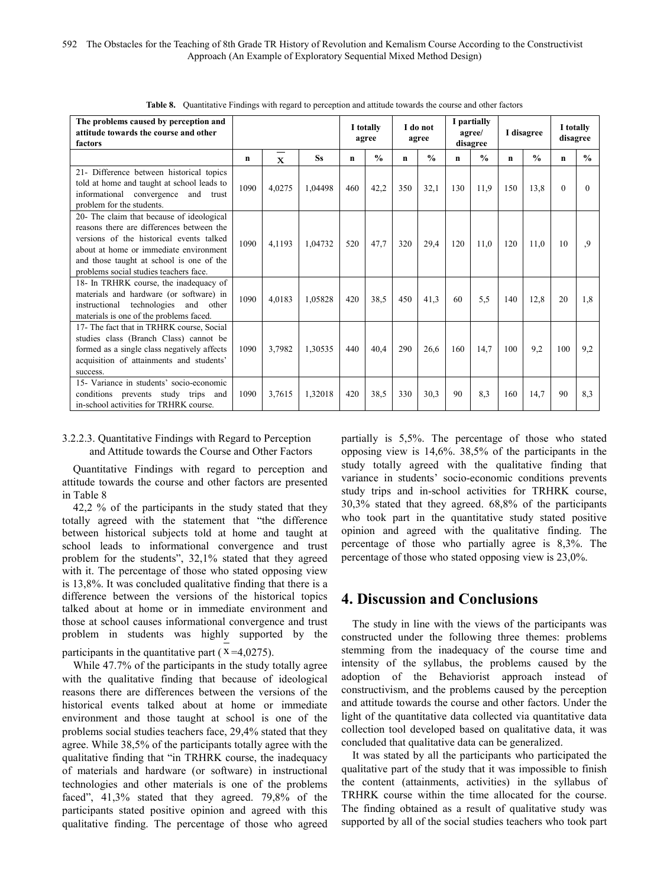**Table 8.** Quantitative Findings with regard to perception and attitude towards the course and other factors

| The problems caused by perception and attitude towards the course and other factors | | | | I totally agree | | I do not agree | | I partially agree/ disagree | | I disagree | | I totally disagree | |
|---|---|---|---|---|---|---|---|---|---|---|---|---|---|
| | n | $\overline{X}$ | Ss | n | % | n | % | n | % | n | % | n | % |
| 21- Difference between historical topics told at home and taught at school leads to informational convergence and trust problem for the students. | 1090 | 4,0275 | 1,04498 | 460 | 42,2 | 350 | 32,1 | 130 | 11,9 | 150 | 13,8 | 0 | 0 |
| 20- The claim that because of ideological reasons there are differences between the versions of the historical events talked about at home or immediate environment and those taught at school is one of the problems social studies teachers face. | 1090 | 4,1193 | 1,04732 | 520 | 47,7 | 320 | 29,4 | 120 | 11,0 | 120 | 11,0 | 10 | ,9 |
| 18- In TRHRK course, the inadequacy of materials and hardware (or software) in instructional technologies and other materials is one of the problems faced. | 1090 | 4,0183 | 1,05828 | 420 | 38,5 | 450 | 41,3 | 60 | 5,5 | 140 | 12,8 | 20 | 1,8 |
| 17- The fact that in TRHRK course, Social studies class (Branch Class) cannot be formed as a single class negatively affects acquisition of attainments and students' success. | 1090 | 3,7982 | 1,30535 | 440 | 40,4 | 290 | 26,6 | 160 | 14,7 | 100 | 9,2 | 100 | 9,2 |
| 15- Variance in students' socio-economic conditions prevents study trips and in-school activities for TRHRK course. | 1090 | 3,7615 | 1,32018 | 420 | 38,5 | 330 | 30,3 | 90 | 8,3 | 160 | 14,7 | 90 | 8,3 |

#### 3.2.2.3. Quantitative Findings with Regard to Perception and Attitude towards the Course and Other Factors

Quantitative Findings with regard to perception and attitude towards the course and other factors are presented in Table 8

42,2 % of the participants in the study stated that they totally agreed with the statement that "the difference between historical subjects told at home and taught at school leads to informational convergence and trust problem for the students", 32,1% stated that they agreed with it. The percentage of those who stated opposing view is 13,8%. It was concluded qualitative finding that there is a difference between the versions of the historical topics talked about at home or in immediate environment and those at school causes informational convergence and trust problem in students was highly supported by the participants in the quantitative part ($\overline{X}$=4,0275).

While 47.7% of the participants in the study totally agree with the qualitative finding that because of ideological reasons there are differences between the versions of the historical events talked about at home or immediate environment and those taught at school is one of the problems social studies teachers face, 29,4% stated that they agree. While 38,5% of the participants totally agree with the qualitative finding that "in TRHRK course, the inadequacy of materials and hardware (or software) in instructional technologies and other materials is one of the problems faced", 41,3% stated that they agreed. 79,8% of the participants stated positive opinion and agreed with this qualitative finding. The percentage of those who agreed partially is 5,5%. The percentage of those who stated opposing view is 14,6%. 38,5% of the participants in the study totally agreed with the qualitative finding that variance in students' socio-economic conditions prevents study trips and in-school activities for TRHRK course, 30,3% stated that they agreed. 68,8% of the participants who took part in the quantitative study stated positive opinion and agreed with the qualitative finding. The percentage of those who partially agree is 8,3%. The percentage of those who stated opposing view is 23,0%.

# 4. Discussion and Conclusions

The study in line with the views of the participants was constructed under the following three themes: problems stemming from the inadequacy of the course time and intensity of the syllabus, the problems caused by the adoption of the Behaviorist approach instead of constructivism, and the problems caused by the perception and attitude towards the course and other factors. Under the light of the quantitative data collected via quantitative data collection tool developed based on qualitative data, it was concluded that qualitative data can be generalized.

It was stated by all the participants who participated the qualitative part of the study that it was impossible to finish the content (attainments, activities) in the syllabus of TRHRK course within the time allocated for the course. The finding obtained as a result of qualitative study was supported by all of the social studies teachers who took part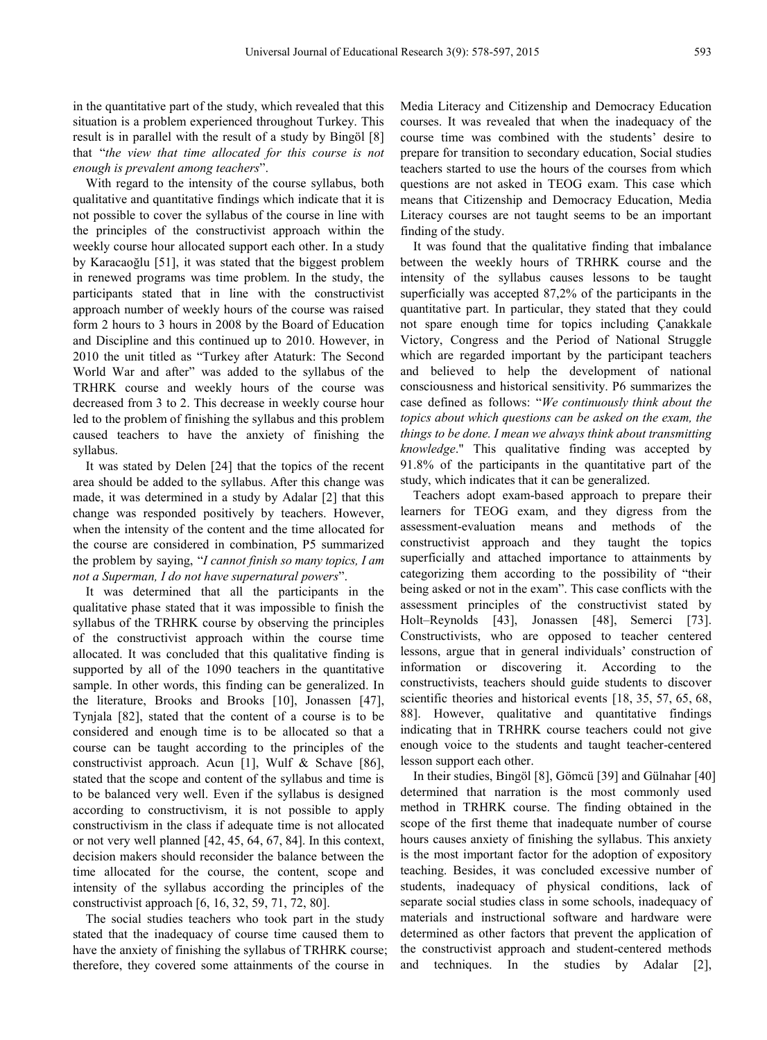in the quantitative part of the study, which revealed that this situation is a problem experienced throughout Turkey. This result is in parallel with the result of a study by Bingöl [8] that "*the view that time allocated for this course is not enough is prevalent among teachers*".

With regard to the intensity of the course syllabus, both qualitative and quantitative findings which indicate that it is not possible to cover the syllabus of the course in line with the principles of the constructivist approach within the weekly course hour allocated support each other. In a study by Karacaoğlu [51], it was stated that the biggest problem in renewed programs was time problem. In the study, the participants stated that in line with the constructivist approach number of weekly hours of the course was raised form 2 hours to 3 hours in 2008 by the Board of Education and Discipline and this continued up to 2010. However, in 2010 the unit titled as "Turkey after Ataturk: The Second World War and after" was added to the syllabus of the TRHRK course and weekly hours of the course was decreased from 3 to 2. This decrease in weekly course hour led to the problem of finishing the syllabus and this problem caused teachers to have the anxiety of finishing the syllabus.

It was stated by Delen [24] that the topics of the recent area should be added to the syllabus. After this change was made, it was determined in a study by Adalar [2] that this change was responded positively by teachers. However, when the intensity of the content and the time allocated for the course are considered in combination, P5 summarized the problem by saying, "*I cannot finish so many topics, I am not a Superman, I do not have supernatural powers*".

It was determined that all the participants in the qualitative phase stated that it was impossible to finish the syllabus of the TRHRK course by observing the principles of the constructivist approach within the course time allocated. It was concluded that this qualitative finding is supported by all of the 1090 teachers in the quantitative sample. In other words, this finding can be generalized. In the literature, Brooks and Brooks [10], Jonassen [47], Tynjala [82], stated that the content of a course is to be considered and enough time is to be allocated so that a course can be taught according to the principles of the constructivist approach. Acun [1], Wulf & Schave [86], stated that the scope and content of the syllabus and time is to be balanced very well. Even if the syllabus is designed according to constructivism, it is not possible to apply constructivism in the class if adequate time is not allocated or not very well planned [42, 45, 64, 67, 84]. In this context, decision makers should reconsider the balance between the time allocated for the course, the content, scope and intensity of the syllabus according the principles of the constructivist approach [6, 16, 32, 59, 71, 72, 80].

The social studies teachers who took part in the study stated that the inadequacy of course time caused them to have the anxiety of finishing the syllabus of TRHRK course; therefore, they covered some attainments of the course in Media Literacy and Citizenship and Democracy Education courses. It was revealed that when the inadequacy of the course time was combined with the students' desire to prepare for transition to secondary education, Social studies teachers started to use the hours of the courses from which questions are not asked in TEOG exam. This case which means that Citizenship and Democracy Education, Media Literacy courses are not taught seems to be an important finding of the study.

It was found that the qualitative finding that imbalance between the weekly hours of TRHRK course and the intensity of the syllabus causes lessons to be taught superficially was accepted 87,2% of the participants in the quantitative part. In particular, they stated that they could not spare enough time for topics including Çanakkale Victory, Congress and the Period of National Struggle which are regarded important by the participant teachers and believed to help the development of national consciousness and historical sensitivity. P6 summarizes the case defined as follows: "*We continuously think about the topics about which questions can be asked on the exam, the things to be done. I mean we always think about transmitting knowledge*." This qualitative finding was accepted by 91.8% of the participants in the quantitative part of the study, which indicates that it can be generalized.

Teachers adopt exam-based approach to prepare their learners for TEOG exam, and they digress from the assessment-evaluation means and methods of the constructivist approach and they taught the topics superficially and attached importance to attainments by categorizing them according to the possibility of "their being asked or not in the exam". This case conflicts with the assessment principles of the constructivist stated by Holt–Reynolds [43], Jonassen [48], Semerci [73]. Constructivists, who are opposed to teacher centered lessons, argue that in general individuals' construction of information or discovering it. According to the constructivists, teachers should guide students to discover scientific theories and historical events [18, 35, 57, 65, 68, 88]. However, qualitative and quantitative findings indicating that in TRHRK course teachers could not give enough voice to the students and taught teacher-centered lesson support each other.

In their studies, Bingöl [8], Gömcü [39] and Gülnahar [40] determined that narration is the most commonly used method in TRHRK course. The finding obtained in the scope of the first theme that inadequate number of course hours causes anxiety of finishing the syllabus. This anxiety is the most important factor for the adoption of expository teaching. Besides, it was concluded excessive number of students, inadequacy of physical conditions, lack of separate social studies class in some schools, inadequacy of materials and instructional software and hardware were determined as other factors that prevent the application of the constructivist approach and student-centered methods and techniques. In the studies by Adalar [2],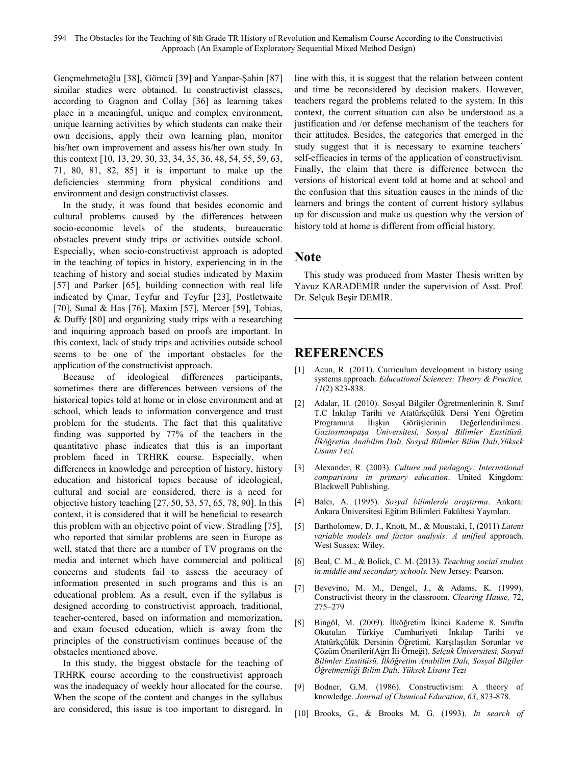Gençmehmetoğlu [38], Gömcü [39] and Yanpar-Şahin [87] similar studies were obtained. In constructivist classes, according to Gagnon and Collay [36] as learning takes place in a meaningful, unique and complex environment, unique learning activities by which students can make their own decisions, apply their own learning plan, monitor his/her own improvement and assess his/her own study. In this context [10, 13, 29, 30, 33, 34, 35, 36, 48, 54, 55, 59, 63, 71, 80, 81, 82, 85] it is important to make up the deficiencies stemming from physical conditions and environment and design constructivist classes.

In the study, it was found that besides economic and cultural problems caused by the differences between socio-economic levels of the students, bureaucratic obstacles prevent study trips or activities outside school. Especially, when socio-constructivist approach is adopted in the teaching of topics in history, experiencing in in the teaching of history and social studies indicated by Maxim [57] and Parker [65], building connection with real life indicated by Çınar, Teyfur and Teyfur [23], Postletwaite [70], Sunal & Has [76], Maxim [57], Mercer [59], Tobias, & Duffy [80] and organizing study trips with a researching and inquiring approach based on proofs are important. In this context, lack of study trips and activities outside school seems to be one of the important obstacles for the application of the constructivist approach.

Because of ideological differences participants, sometimes there are differences between versions of the historical topics told at home or in close environment and at school, which leads to information convergence and trust problem for the students. The fact that this qualitative finding was supported by 77% of the teachers in the quantitative phase indicates that this is an important problem faced in TRHRK course. Especially, when differences in knowledge and perception of history, history education and historical topics because of ideological, cultural and social are considered, there is a need for objective history teaching [27, 50, 53, 57, 65, 78, 90]. In this context, it is considered that it will be beneficial to research this problem with an objective point of view. Stradling [75], who reported that similar problems are seen in Europe as well, stated that there are a number of TV programs on the media and internet which have commercial and political concerns and students fail to assess the accuracy of information presented in such programs and this is an educational problem. As a result, even if the syllabus is designed according to constructivist approach, traditional, teacher-centered, based on information and memorization, and exam focused education, which is away from the principles of the constructivism continues because of the obstacles mentioned above.

In this study, the biggest obstacle for the teaching of TRHRK course according to the constructivist approach was the inadequacy of weekly hour allocated for the course. When the scope of the content and changes in the syllabus are considered, this issue is too important to disregard. In line with this, it is suggest that the relation between content and time be reconsidered by decision makers. However, teachers regard the problems related to the system. In this context, the current situation can also be understood as a justification and /or defense mechanism of the teachers for their attitudes. Besides, the categories that emerged in the study suggest that it is necessary to examine teachers' self-efficacies in terms of the application of constructivism. Finally, the claim that there is difference between the versions of historical event told at home and at school and the confusion that this situation causes in the minds of the learners and brings the content of current history syllabus up for discussion and make us question why the version of history told at home is different from official history.

## Note

This study was produced from Master Thesis written by Yavuz KARADEMİR under the supervision of Asst. Prof. Dr. Selçuk Beşir DEMİR.

## REFERENCES

[1] Acun, R. (2011). Curriculum development in history using systems approach. *Educational Sciences: Theory & Practice, 11*(2) 823-838.

[2] Adalar, H. (2010). Sosyal Bilgiler Öğretmenlerinin 8. Sınıf T.C İnkılap Tarihi ve Atatürkçülük Dersi Yeni Öğretim Programına İlişkin Görüşlerinin Değerlendirilmesi. *Gaziosmanpaşa Üniversitesi, Sosyal Bilimler Enstitüsü, İlköğretim Anabilim Dalı, Sosyal Bilimler Bilim Dalı,Yüksek Lisans Tezi.*

[3] Alexander, R. (2003). *Culture and pedagogy: International comparisons in primary education*. United Kingdom: Blackwell Publishing.

[4] Balcı, A. (1995). *Sosyal bilimlerde araştırma*. Ankara: Ankara Üniversitesi Eğitim Bilimleri Fakültesi Yayınları.

[5] Bartholomew, D. J., Knott, M., & Moustaki, I, (2011) *Latent variable models and factor analysis: A unified* approach. West Sussex: Wiley.

[6] Beal, C. M., & Bolick, C. M. (2013). *Teaching social studies in middle and secondary schools.* New Jersey: Pearson.

[7] Bevevino, M. M., Dengel, J., & Adams, K. (1999). Constructivist theory in the classroom. *Clearing Hause,* 72, 275–279

[8] Bingöl, M. (2009). İlköğretim İkinci Kademe 8. Sınıfta Okutulan Türkiye Cumhuriyeti İnkılap Tarihi ve Atatürkçülük Dersinin Öğretimi, Karşılaşılan Sorunlar ve Çözüm Önerileri(Ağrı İli Örneği). *Selçuk Üniversitesi, Sosyal Bilimler Enstitüsü, İlköğretim Anabilim Dalı, Sosyal Bilgiler Öğretmenliği Bilim Dalı, Yüksek Lisans Tezi*

[9] Bodner, G.M. (1986). Constructivism: A theory of knowledge. *Journal of Chemical Education*, *63*, 873-878.

[10] Brooks, G., & Brooks M. G. (1993). *In search of*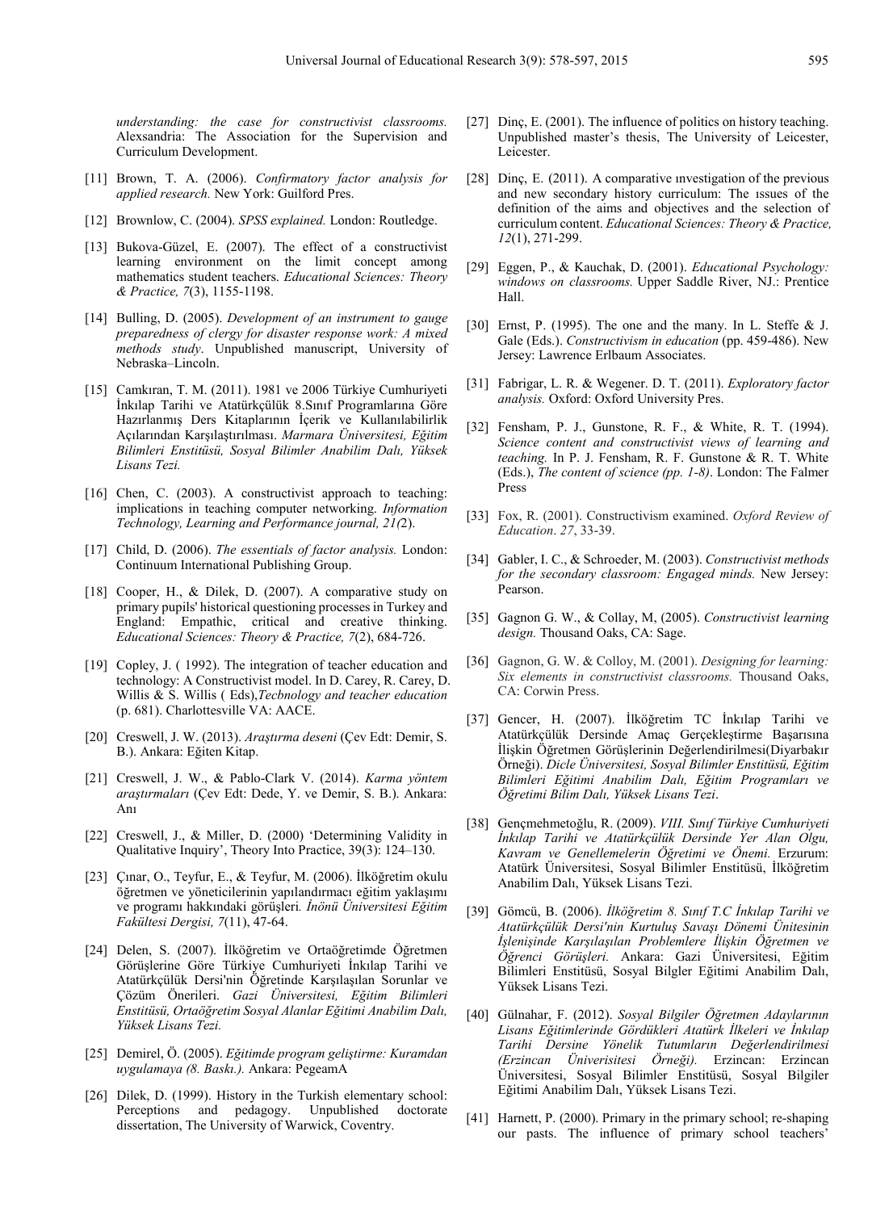*understanding: the case for constructivist classrooms.* Alexsandria: The Association for the Supervision and Curriculum Development.

[11] Brown, T. A. (2006). *Confirmatory factor analysis for applied research.* New York: Guilford Pres.

[12] Brownlow, C. (2004). *SPSS explained.* London: Routledge.

[13] Bukova-Güzel, E. (2007). The effect of a constructivist learning environment on the limit concept among mathematics student teachers. *Educational Sciences: Theory & Practice, 7*(3), 1155-1198.

[14] Bulling, D. (2005). *Development of an instrument to gauge preparedness of clergy for disaster response work: A mixed methods study*. Unpublished manuscript, University of Nebraska–Lincoln.

[15] Camkıran, T. M. (2011). 1981 ve 2006 Türkiye Cumhuriyeti İnkılap Tarihi ve Atatürkçülük 8.Sınıf Programlarına Göre Hazırlanmış Ders Kitaplarının İçerik ve Kullanılabilirlik Açılarından Karşılaştırılması. *Marmara Üniversitesi, Eğitim Bilimleri Enstitüsü, Sosyal Bilimler Anabilim Dalı, Yüksek Lisans Tezi.*

[16] Chen, C. (2003). A constructivist approach to teaching: implications in teaching computer networking. *Information Technology, Learning and Performance journal, 21(*2).

[17] Child, D. (2006). *The essentials of factor analysis.* London: Continuum International Publishing Group.

[18] Cooper, H., & Dilek, D. (2007). A comparative study on primary pupils' historical questioning processes in Turkey and England: Empathic, critical and creative thinking. *Educational Sciences: Theory & Practice, 7*(2), 684-726.

[19] Copley, J. ( 1992). The integration of teacher education and technology: A Constructivist model. In D. Carey, R. Carey, D. Willis & S. Willis ( Eds),*Tecbnology and teacher education* (p. 681). Charlottesville VA: AACE.

[20] Creswell, J. W. (2013). *Araştırma deseni* (Çev Edt: Demir, S. B.). Ankara: Eğiten Kitap.

[21] Creswell, J. W., & Pablo-Clark V. (2014). *Karma yöntem araştırmaları* (Çev Edt: Dede, Y. ve Demir, S. B.). Ankara: Anı

[22] Creswell, J., & Miller, D. (2000) 'Determining Validity in Qualitative Inquiry', Theory Into Practice, 39(3): 124–130.

[23] Çınar, O., Teyfur, E., & Teyfur, M. (2006). İlköğretim okulu öğretmen ve yöneticilerinin yapılandırmacı eğitim yaklaşımı ve programı hakkındaki görüşleri*. İnönü Üniversitesi Eğitim Fakültesi Dergisi, 7*(11), 47-64.

[24] Delen, S. (2007). İlköğretim ve Ortaöğretimde Öğretmen Görüşlerine Göre Türkiye Cumhuriyeti İnkılap Tarihi ve Atatürkçülük Dersi'nin Öğretinde Karşılaşılan Sorunlar ve Çözüm Önerileri. *Gazi Üniversitesi, Eğitim Bilimleri Enstitüsü, Ortaöğretim Sosyal Alanlar Eğitimi Anabilim Dalı, Yüksek Lisans Tezi.*

[25] Demirel, Ö. (2005). *Eğitimde program geliştirme: Kuramdan uygulamaya (8. Baskı.).* Ankara: PegeamA

[26] Dilek, D. (1999). History in the Turkish elementary school: Perceptions and pedagogy. Unpublished doctorate dissertation, The University of Warwick, Coventry.

[27] Dinç, E. (2001). The influence of politics on history teaching. Unpublished master's thesis, The University of Leicester, Leicester.

[28] Dinç, E. (2011). A comparative ınvestigation of the previous and new secondary history curriculum: The ıssues of the definition of the aims and objectives and the selection of curriculum content. *Educational Sciences: Theory & Practice, 12*(1), 271-299.

[29] Eggen, P., & Kauchak, D. (2001). *Educational Psychology: windows on classrooms.* Upper Saddle River, NJ.: Prentice Hall.

[30] Ernst, P. (1995). The one and the many. In L. Steffe & J. Gale (Eds.). *Constructivism in education* (pp. 459-486). New Jersey: Lawrence Erlbaum Associates.

[31] Fabrigar, L. R. & Wegener. D. T. (2011). *Exploratory factor analysis.* Oxford: Oxford University Pres.

[32] Fensham, P. J., Gunstone, R. F., & White, R. T. (1994). *Science content and constructivist views of learning and teaching.* In P. J. Fensham, R. F. Gunstone & R. T. White (Eds.), *The content of science (pp. 1-8)*. London: The Falmer Press

[33] Fox, R. (2001). Constructivism examined. *Oxford Review of Education*. *27*, 33-39.

[34] Gabler, I. C., & Schroeder, M. (2003). *Constructivist methods for the secondary classroom: Engaged minds.* New Jersey: Pearson.

[35] Gagnon G. W., & Collay, M, (2005). *Constructivist learning design.* Thousand Oaks, CA: Sage.

[36] Gagnon, G. W. & Colloy, M. (2001). *Designing for learning: Six elements in constructivist classrooms.* Thousand Oaks, CA: Corwin Press.

[37] Gencer, H. (2007). İlköğretim TC İnkılap Tarihi ve Atatürkçülük Dersinde Amaç Gerçekleştirme Başarısına İlişkin Öğretmen Görüşlerinin Değerlendirilmesi(Diyarbakır Örneği). *Dicle Üniversitesi, Sosyal Bilimler Enstitüsü, Eğitim Bilimleri Eğitimi Anabilim Dalı, Eğitim Programları ve Öğretimi Bilim Dalı, Yüksek Lisans Tezi*.

[38] Gençmehmetoğlu, R. (2009). *VIII. Sınıf Türkiye Cumhuriyeti İnkılap Tarihi ve Atatürkçülük Dersinde Yer Alan Olgu, Kavram ve Genellemelerin Öğretimi ve Önemi.* Erzurum: Atatürk Üniversitesi, Sosyal Bilimler Enstitüsü, İlköğretim Anabilim Dalı, Yüksek Lisans Tezi.

[39] Gömcü, B. (2006). *İlköğretim 8. Sınıf T.C İnkılap Tarihi ve Atatürkçülük Dersi'nin Kurtuluş Savaşı Dönemi Ünitesinin İşlenişinde Karşılaşılan Problemlere İlişkin Öğretmen ve Öğrenci Görüşleri.* Ankara: Gazi Üniversitesi, Eğitim Bilimleri Enstitüsü, Sosyal Bilgler Eğitimi Anabilim Dalı, Yüksek Lisans Tezi.

[40] Gülnahar, F. (2012). *Sosyal Bilgiler Öğretmen Adaylarının Lisans Eğitimlerinde Gördükleri Atatürk İlkeleri ve İnkılap Tarihi Dersine Yönelik Tutumların Değerlendirilmesi (Erzincan Üniverisitesi Örneği).* Erzincan: Erzincan Üniversitesi, Sosyal Bilimler Enstitüsü, Sosyal Bilgiler Eğitimi Anabilim Dalı, Yüksek Lisans Tezi.

[41] Harnett, P. (2000). Primary in the primary school; re-shaping our pasts. The influence of primary school teachers'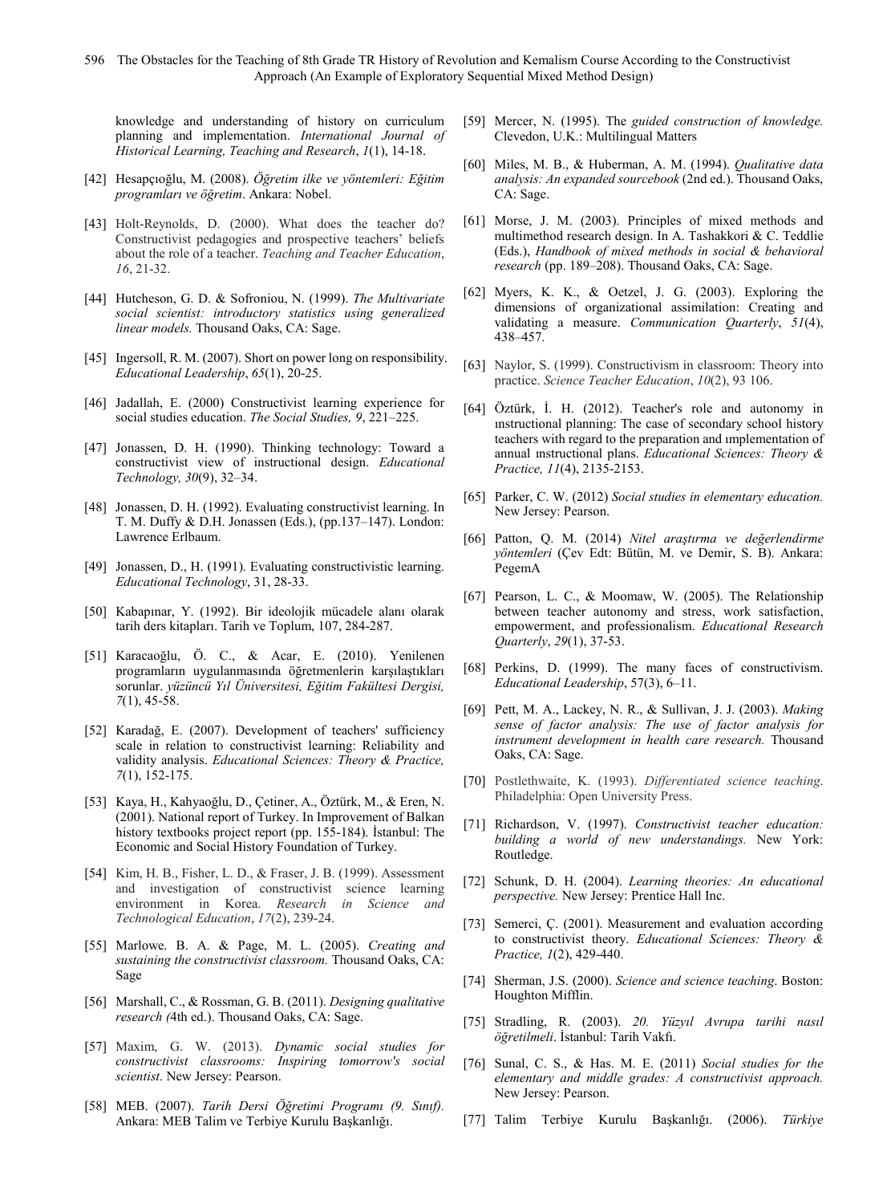knowledge and understanding of history on curriculum planning and implementation. *International Journal of Historical Learning, Teaching and Research*, *1*(1), 14-18.

[42] Hesapçıoğlu, M. (2008). *Öğretim ilke ve yöntemleri: Eğitim programları ve öğretim*. Ankara: Nobel.

[43] Holt-Reynolds, D. (2000). What does the teacher do? Constructivist pedagogies and prospective teachers' beliefs about the role of a teacher. *Teaching and Teacher Education*, *16*, 21-32.

[44] Hutcheson, G. D. & Sofroniou, N. (1999). *The Multivariate social scientist: introductory statistics using generalized linear models.* Thousand Oaks, CA: Sage.

[45] Ingersoll, R. M. (2007). Short on power long on responsibility. *Educational Leadership*, *65*(1), 20-25.

[46] Jadallah, E. (2000) Constructivist learning experience for social studies education. *The Social Studies, 9*, 221–225.

[47] Jonassen, D. H. (1990). Thinking technology: Toward a constructivist view of instructional design. *Educational Technology, 30*(9), 32–34.

[48] Jonassen, D. H. (1992). Evaluating constructivist learning. In T. M. Duffy & D.H. Jonassen (Eds.), (pp.137–147). London: Lawrence Erlbaum.

[49] Jonassen, D., H. (1991). Evaluating constructivistic learning. *Educational Technology*, 31, 28-33.

[50] Kabapınar, Y. (1992). Bir ideolojik mücadele alanı olarak tarih ders kitapları. Tarih ve Toplum, 107, 284-287.

[51] Karacaoğlu, Ö. C., & Acar, E. (2010). Yenilenen programların uygulanmasında öğretmenlerin karşılaştıkları sorunlar. *yüzüncü Yıl Üniversitesi, Eğitim Fakültesi Dergisi, 7*(1), 45-58.

[52] Karadağ, E. (2007). Development of teachers' sufficiency scale in relation to constructivist learning: Reliability and validity analysis. *Educational Sciences: Theory & Practice, 7*(1), 152-175.

[53] Kaya, H., Kahyaoğlu, D., Çetiner, A., Öztürk, M., & Eren, N. (2001). National report of Turkey. In Improvement of Balkan history textbooks project report (pp. 155-184). İstanbul: The Economic and Social History Foundation of Turkey.

[54] Kim, H. B., Fisher, L. D., & Fraser, J. B. (1999). Assessment and investigation of constructivist science learning environment in Korea. *Research in Science and Technological Education*, *17*(2), 239-24.

[55] Marlowe. B. A. & Page, M. L. (2005). *Creating and sustaining the constructivist classroom.* Thousand Oaks, CA: Sage

[56] Marshall, C., & Rossman, G. B. (2011). *Designing qualitative research (*4th ed.). Thousand Oaks, CA: Sage.

[57] Maxim, G. W. (2013). *Dynamic social studies for constructivist classrooms: Inspiring tomorrow's social scientist*. New Jersey: Pearson.

[58] MEB. (2007). *Tarih Dersi Öğretimi Programı (9. Sınıf).* Ankara: MEB Talim ve Terbiye Kurulu Başkanlığı.

[59] Mercer, N. (1995). The *guided construction of knowledge.* Clevedon, U.K.: Multilingual Matters

[60] Miles, M. B., & Huberman, A. M. (1994). *Qualitative data analysis: An expanded sourcebook* (2nd ed.). Thousand Oaks, CA: Sage.

[61] Morse, J. M. (2003). Principles of mixed methods and multimethod research design. In A. Tashakkori & C. Teddlie (Eds.), *Handbook of mixed methods in social & behavioral research* (pp. 189–208). Thousand Oaks, CA: Sage.

[62] Myers, K. K., & Oetzel, J. G. (2003). Exploring the dimensions of organizational assimilation: Creating and validating a measure. *Communication Quarterly*, *51*(4), 438–457.

[63] Naylor, S. (1999). Constructivism in classroom: Theory into practice. *Science Teacher Education*, *10*(2), 93 106.

[64] Öztürk, İ. H. (2012). Teacher's role and autonomy in ınstructional planning: The case of secondary school history teachers with regard to the preparation and ımplementation of annual ınstructional plans. *Educational Sciences: Theory & Practice, 11*(4), 2135-2153.

[65] Parker, C. W. (2012) *Social studies in elementary education.* New Jersey: Pearson.

[66] Patton, Q. M. (2014) *Nitel araştırma ve değerlendirme yöntemleri* (Çev Edt: Bütün, M. ve Demir, S. B). Ankara: PegemA

[67] Pearson, L. C., & Moomaw, W. (2005). The Relationship between teacher autonomy and stress, work satisfaction, empowerment, and professionalism. *Educational Research Quarterly*, *29*(1), 37-53.

[68] Perkins, D. (1999). The many faces of constructivism. *Educational Leadership*, 57(3), 6–11.

[69] Pett, M. A., Lackey, N. R., & Sullivan, J. J. (2003). *Making sense of factor analysis: The use of factor analysis for instrument development in health care research.* Thousand Oaks, CA: Sage.

[70] Postlethwaite, K. (1993). *Differentiated science teaching*. Philadelphia: Open University Press.

[71] Richardson, V. (1997). *Constructivist teacher education: building a world of new understandings.* New York: Routledge.

[72] Schunk, D. H. (2004). *Learning theories: An educational perspective.* New Jersey: Prentice Hall Inc.

[73] Semerci, Ç. (2001). Measurement and evaluation according to constructivist theory. *Educational Sciences: Theory & Practice, 1*(2), 429-440.

[74] Sherman, J.S. (2000). *Science and science teaching*. Boston: Houghton Mifflin.

[75] Stradling, R. (2003). *20. Yüzyıl Avrupa tarihi nasıl öğretilmeli*. İstanbul: Tarih Vakfı.

[76] Sunal, C. S., & Has. M. E. (2011) *Social studies for the elementary and middle grades: A constructivist approach.* New Jersey: Pearson.

[77] Talim Terbiye Kurulu Başkanlığı. (2006). *Türkiye*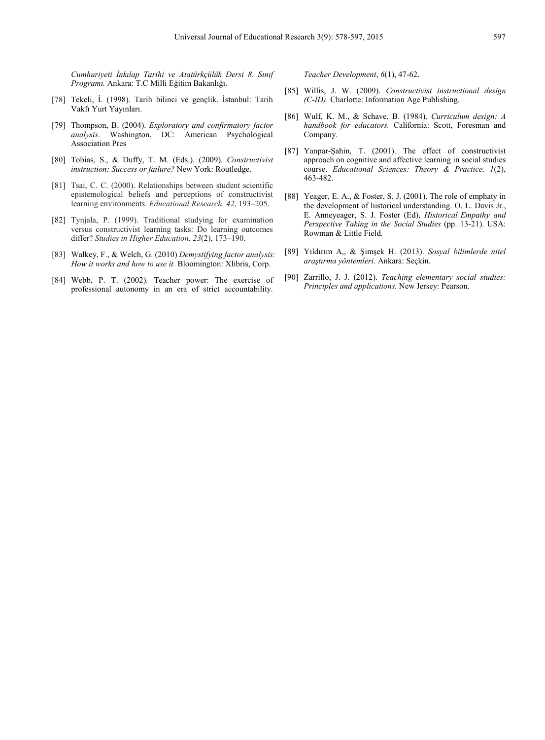*Cumhuriyeti İnkılap Tarihi ve Atatürkçülük Dersi 8. Sınıf Programı.* Ankara: T.C Milli Eğitim Bakanlığı.

[78] Tekeli, İ. (1998). Tarih bilinci ve gençlik. İstanbul: Tarih Vakfı Yurt Yayınları.

[79] Thompson, B. (2004). *Exploratory and confirmatory factor analysis*. Washington, DC: American Psychological Association Pres

[80] Tobias, S., & Duffy, T. M. (Eds.). (2009). *Constructivist instruction: Success or failure?* New York: Routledge.

[81] Tsai, C. C. (2000). Relationships between student scientific epistemological beliefs and perceptions of constructivist learning environments. *Educational Research, 42*, 193–205.

[82] Tynjala, P. (1999). Traditional studying for examination versus constructivist learning tasks: Do learning outcomes differ? *Studies in Higher Education*, *23*(2), 173–190.

[83] Walkey, F., & Welch, G. (2010) *Demystifying factor analysis: How it works and how to use it.* Bloomington: Xlibris, Corp.

[84] Webb, P. T. (2002). Teacher power: The exercise of professional autonomy in an era of strict accountability. *Teacher Development*, *6*(1), 47-62.

[85] Willis, J. W. (2009). *Constructivist instructional design (C-ID).* Charlotte: Information Age Publishing.

[86] Wulf, K. M., & Schave, B. (1984). *Curriculum design: A handbook for educators.* California: Scott, Foresman and Company.

[87] Yanpar-Şahin, T. (2001). The effect of constructivist approach on cognitive and affective learning in social studies course. *Educational Sciences: Theory & Practice, 1*(2), 463-482.

[88] Yeager, E. A., & Foster, S. J. (2001). The role of emphaty in the development of historical understanding. O. L. Davis Jr., E. Anneyeager, S. J. Foster (Ed), *Historical Empathy and Perspective Taking in the Social Studies* (pp. 13-21). USA: Rowman & Little Field.

[89] Yıldırım A,, & Şimşek H. (2013). *Sosyal bilimlerde nitel araştırma yöntemleri.* Ankara: Seçkin.

[90] Zarrillo, J. J. (2012). *Teaching elementary social studies: Principles and applications.* New Jersey: Pearson.